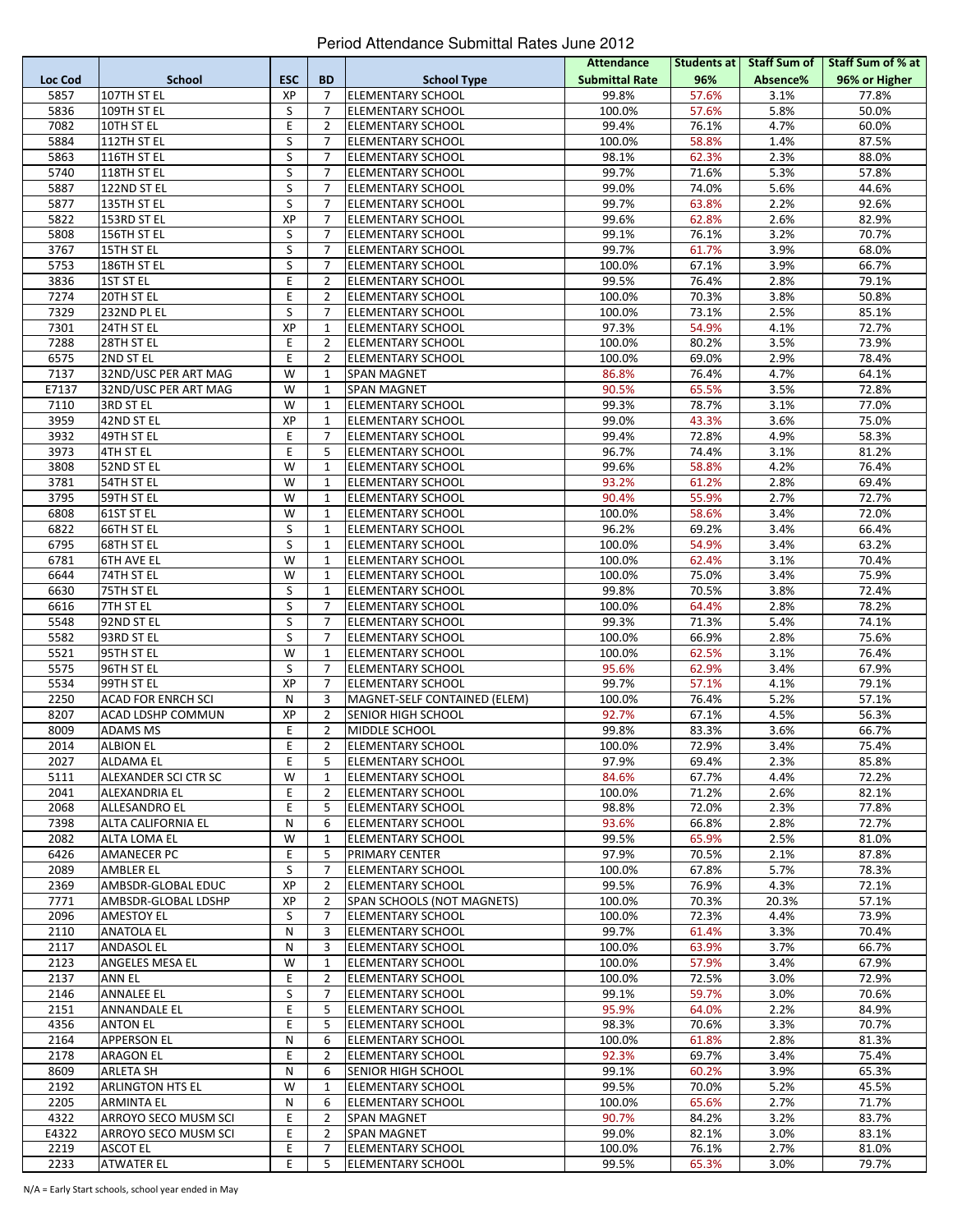# Period Attendance Submittal Rates June 2012

| Loc Cod | School | ESC | BD | School Type | Attendance Submittal Rate | Students at 96% | Staff Sum of Absence% | Staff Sum of % at 96% or Higher |
|---|---|---|---|---|---|---|---|---|
| 5857 | 107TH ST EL | XP | 7 | ELEMENTARY SCHOOL | 99.8% | 57.6% | 3.1% | 77.8% |
| 5836 | 109TH ST EL | S | 7 | ELEMENTARY SCHOOL | 100.0% | 57.6% | 5.8% | 50.0% |
| 7082 | 10TH ST EL | E | 2 | ELEMENTARY SCHOOL | 99.4% | 76.1% | 4.7% | 60.0% |
| 5884 | 112TH ST EL | S | 7 | ELEMENTARY SCHOOL | 100.0% | 58.8% | 1.4% | 87.5% |
| 5863 | 116TH ST EL | S | 7 | ELEMENTARY SCHOOL | 98.1% | 62.3% | 2.3% | 88.0% |
| 5740 | 118TH ST EL | S | 7 | ELEMENTARY SCHOOL | 99.7% | 71.6% | 5.3% | 57.8% |
| 5887 | 122ND ST EL | S | 7 | ELEMENTARY SCHOOL | 99.0% | 74.0% | 5.6% | 44.6% |
| 5877 | 135TH ST EL | S | 7 | ELEMENTARY SCHOOL | 99.7% | 63.8% | 2.2% | 92.6% |
| 5822 | 153RD ST EL | XP | 7 | ELEMENTARY SCHOOL | 99.6% | 62.8% | 2.6% | 82.9% |
| 5808 | 156TH ST EL | S | 7 | ELEMENTARY SCHOOL | 99.1% | 76.1% | 3.2% | 70.7% |
| 3767 | 15TH ST EL | S | 7 | ELEMENTARY SCHOOL | 99.7% | 61.7% | 3.9% | 68.0% |
| 5753 | 186TH ST EL | S | 7 | ELEMENTARY SCHOOL | 100.0% | 67.1% | 3.9% | 66.7% |
| 3836 | 1ST ST EL | E | 2 | ELEMENTARY SCHOOL | 99.5% | 76.4% | 2.8% | 79.1% |
| 7274 | 20TH ST EL | E | 2 | ELEMENTARY SCHOOL | 100.0% | 70.3% | 3.8% | 50.8% |
| 7329 | 232ND PL EL | S | 7 | ELEMENTARY SCHOOL | 100.0% | 73.1% | 2.5% | 85.1% |
| 7301 | 24TH ST EL | XP | 1 | ELEMENTARY SCHOOL | 97.3% | 54.9% | 4.1% | 72.7% |
| 7288 | 28TH ST EL | E | 2 | ELEMENTARY SCHOOL | 100.0% | 80.2% | 3.5% | 73.9% |
| 6575 | 2ND ST EL | E | 2 | ELEMENTARY SCHOOL | 100.0% | 69.0% | 2.9% | 78.4% |
| 7137 | 32ND/USC PER ART MAG | W | 1 | SPAN MAGNET | 86.8% | 76.4% | 4.7% | 64.1% |
| E7137 | 32ND/USC PER ART MAG | W | 1 | SPAN MAGNET | 90.5% | 65.5% | 3.5% | 72.8% |
| 7110 | 3RD ST EL | W | 1 | ELEMENTARY SCHOOL | 99.3% | 78.7% | 3.1% | 77.0% |
| 3959 | 42ND ST EL | XP | 1 | ELEMENTARY SCHOOL | 99.0% | 43.3% | 3.6% | 75.0% |
| 3932 | 49TH ST EL | E | 7 | ELEMENTARY SCHOOL | 99.4% | 72.8% | 4.9% | 58.3% |
| 3973 | 4TH ST EL | E | 5 | ELEMENTARY SCHOOL | 96.7% | 74.4% | 3.1% | 81.2% |
| 3808 | 52ND ST EL | W | 1 | ELEMENTARY SCHOOL | 99.6% | 58.8% | 4.2% | 76.4% |
| 3781 | 54TH ST EL | W | 1 | ELEMENTARY SCHOOL | 93.2% | 61.2% | 2.8% | 69.4% |
| 3795 | 59TH ST EL | W | 1 | ELEMENTARY SCHOOL | 90.4% | 55.9% | 2.7% | 72.7% |
| 6808 | 61ST ST EL | W | 1 | ELEMENTARY SCHOOL | 100.0% | 58.6% | 3.4% | 72.0% |
| 6822 | 66TH ST EL | S | 1 | ELEMENTARY SCHOOL | 96.2% | 69.2% | 3.4% | 66.4% |
| 6795 | 68TH ST EL | S | 1 | ELEMENTARY SCHOOL | 100.0% | 54.9% | 3.4% | 63.2% |
| 6781 | 6TH AVE EL | W | 1 | ELEMENTARY SCHOOL | 100.0% | 62.4% | 3.1% | 70.4% |
| 6644 | 74TH ST EL | W | 1 | ELEMENTARY SCHOOL | 100.0% | 75.0% | 3.4% | 75.9% |
| 6630 | 75TH ST EL | S | 1 | ELEMENTARY SCHOOL | 99.8% | 70.5% | 3.8% | 72.4% |
| 6616 | 7TH ST EL | S | 7 | ELEMENTARY SCHOOL | 100.0% | 64.4% | 2.8% | 78.2% |
| 5548 | 92ND ST EL | S | 7 | ELEMENTARY SCHOOL | 99.3% | 71.3% | 5.4% | 74.1% |
| 5582 | 93RD ST EL | S | 7 | ELEMENTARY SCHOOL | 100.0% | 66.9% | 2.8% | 75.6% |
| 5521 | 95TH ST EL | W | 1 | ELEMENTARY SCHOOL | 100.0% | 62.5% | 3.1% | 76.4% |
| 5575 | 96TH ST EL | S | 7 | ELEMENTARY SCHOOL | 95.6% | 62.9% | 3.4% | 67.9% |
| 5534 | 99TH ST EL | XP | 7 | ELEMENTARY SCHOOL | 99.7% | 57.1% | 4.1% | 79.1% |
| 2250 | ACAD FOR ENRCH SCI | N | 3 | MAGNET-SELF CONTAINED (ELEM) | 100.0% | 76.4% | 5.2% | 57.1% |
| 8207 | ACAD LDSHP COMMUN | XP | 2 | SENIOR HIGH SCHOOL | 92.7% | 67.1% | 4.5% | 56.3% |
| 8009 | ADAMS MS | E | 2 | MIDDLE SCHOOL | 99.8% | 83.3% | 3.6% | 66.7% |
| 2014 | ALBION EL | E | 2 | ELEMENTARY SCHOOL | 100.0% | 72.9% | 3.4% | 75.4% |
| 2027 | ALDAMA EL | E | 5 | ELEMENTARY SCHOOL | 97.9% | 69.4% | 2.3% | 85.8% |
| 5111 | ALEXANDER SCI CTR SC | W | 1 | ELEMENTARY SCHOOL | 84.6% | 67.7% | 4.4% | 72.2% |
| 2041 | ALEXANDRIA EL | E | 2 | ELEMENTARY SCHOOL | 100.0% | 71.2% | 2.6% | 82.1% |
| 2068 | ALLESANDRO EL | E | 5 | ELEMENTARY SCHOOL | 98.8% | 72.0% | 2.3% | 77.8% |
| 7398 | ALTA CALIFORNIA EL | N | 6 | ELEMENTARY SCHOOL | 93.6% | 66.8% | 2.8% | 72.7% |
| 2082 | ALTA LOMA EL | W | 1 | ELEMENTARY SCHOOL | 99.5% | 65.9% | 2.5% | 81.0% |
| 6426 | AMANECER PC | E | 5 | PRIMARY CENTER | 97.9% | 70.5% | 2.1% | 87.8% |
| 2089 | AMBLER EL | S | 7 | ELEMENTARY SCHOOL | 100.0% | 67.8% | 5.7% | 78.3% |
| 2369 | AMBSDR-GLOBAL EDUC | XP | 2 | ELEMENTARY SCHOOL | 99.5% | 76.9% | 4.3% | 72.1% |
| 7771 | AMBSDR-GLOBAL LDSHP | XP | 2 | SPAN SCHOOLS (NOT MAGNETS) | 100.0% | 70.3% | 20.3% | 57.1% |
| 2096 | AMESTOY EL | S | 7 | ELEMENTARY SCHOOL | 100.0% | 72.3% | 4.4% | 73.9% |
| 2110 | ANATOLA EL | N | 3 | ELEMENTARY SCHOOL | 99.7% | 61.4% | 3.3% | 70.4% |
| 2117 | ANDASOL EL | N | 3 | ELEMENTARY SCHOOL | 100.0% | 63.9% | 3.7% | 66.7% |
| 2123 | ANGELES MESA EL | W | 1 | ELEMENTARY SCHOOL | 100.0% | 57.9% | 3.4% | 67.9% |
| 2137 | ANN EL | E | 2 | ELEMENTARY SCHOOL | 100.0% | 72.5% | 3.0% | 72.9% |
| 2146 | ANNALEE EL | S | 7 | ELEMENTARY SCHOOL | 99.1% | 59.7% | 3.0% | 70.6% |
| 2151 | ANNANDALE EL | E | 5 | ELEMENTARY SCHOOL | 95.9% | 64.0% | 2.2% | 84.9% |
| 4356 | ANTON EL | E | 5 | ELEMENTARY SCHOOL | 98.3% | 70.6% | 3.3% | 70.7% |
| 2164 | APPERSON EL | N | 6 | ELEMENTARY SCHOOL | 100.0% | 61.8% | 2.8% | 81.3% |
| 2178 | ARAGON EL | E | 2 | ELEMENTARY SCHOOL | 92.3% | 69.7% | 3.4% | 75.4% |
| 8609 | ARLETA SH | N | 6 | SENIOR HIGH SCHOOL | 99.1% | 60.2% | 3.9% | 65.3% |
| 2192 | ARLINGTON HTS EL | W | 1 | ELEMENTARY SCHOOL | 99.5% | 70.0% | 5.2% | 45.5% |
| 2205 | ARMINTA EL | N | 6 | ELEMENTARY SCHOOL | 100.0% | 65.6% | 2.7% | 71.7% |
| 4322 | ARROYO SECO MUSM SCI | E | 2 | SPAN MAGNET | 90.7% | 84.2% | 3.2% | 83.7% |
| E4322 | ARROYO SECO MUSM SCI | E | 2 | SPAN MAGNET | 99.0% | 82.1% | 3.0% | 83.1% |
| 2219 | ASCOT EL | E | 7 | ELEMENTARY SCHOOL | 100.0% | 76.1% | 2.7% | 81.0% |
| 2233 | ATWATER EL | E | 5 | ELEMENTARY SCHOOL | 99.5% | 65.3% | 3.0% | 79.7% |

N/A = Early Start schools, school year ended in May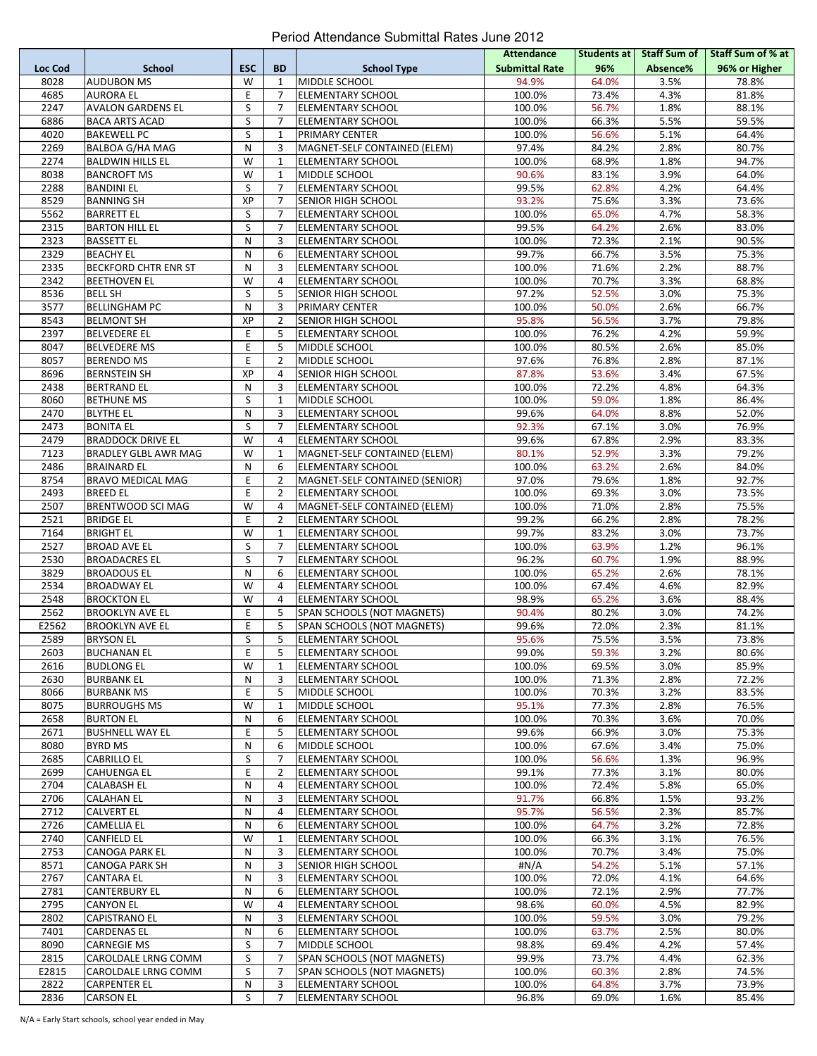# Period Attendance Submittal Rates June 2012

| Loc Cod | School | ESC | BD | School Type | Attendance Submittal Rate | Students at 96% | Staff Sum of Absence% | Staff Sum of % at 96% or Higher |
|---|---|---|---|---|---|---|---|---|
| 8028 | AUDUBON MS | W | 1 | MIDDLE SCHOOL | 94.9% | 64.0% | 3.5% | 78.8% |
| 4685 | AURORA EL | E | 7 | ELEMENTARY SCHOOL | 100.0% | 73.4% | 4.3% | 81.8% |
| 2247 | AVALON GARDENS EL | S | 7 | ELEMENTARY SCHOOL | 100.0% | 56.7% | 1.8% | 88.1% |
| 6886 | BACA ARTS ACAD | S | 7 | ELEMENTARY SCHOOL | 100.0% | 66.3% | 5.5% | 59.5% |
| 4020 | BAKEWELL PC | S | 1 | PRIMARY CENTER | 100.0% | 56.6% | 5.1% | 64.4% |
| 2269 | BALBOA G/HA MAG | N | 3 | MAGNET-SELF CONTAINED (ELEM) | 97.4% | 84.2% | 2.8% | 80.7% |
| 2274 | BALDWIN HILLS EL | W | 1 | ELEMENTARY SCHOOL | 100.0% | 68.9% | 1.8% | 94.7% |
| 8038 | BANCROFT MS | W | 1 | MIDDLE SCHOOL | 90.6% | 83.1% | 3.9% | 64.0% |
| 2288 | BANDINI EL | S | 7 | ELEMENTARY SCHOOL | 99.5% | 62.8% | 4.2% | 64.4% |
| 8529 | BANNING SH | XP | 7 | SENIOR HIGH SCHOOL | 93.2% | 75.6% | 3.3% | 73.6% |
| 5562 | BARRETT EL | S | 7 | ELEMENTARY SCHOOL | 100.0% | 65.0% | 4.7% | 58.3% |
| 2315 | BARTON HILL EL | S | 7 | ELEMENTARY SCHOOL | 99.5% | 64.2% | 2.6% | 83.0% |
| 2323 | BASSETT EL | N | 3 | ELEMENTARY SCHOOL | 100.0% | 72.3% | 2.1% | 90.5% |
| 2329 | BEACHY EL | N | 6 | ELEMENTARY SCHOOL | 99.7% | 66.7% | 3.5% | 75.3% |
| 2335 | BECKFORD CHTR ENR ST | N | 3 | ELEMENTARY SCHOOL | 100.0% | 71.6% | 2.2% | 88.7% |
| 2342 | BEETHOVEN EL | W | 4 | ELEMENTARY SCHOOL | 100.0% | 70.7% | 3.3% | 68.8% |
| 8536 | BELL SH | S | 5 | SENIOR HIGH SCHOOL | 97.2% | 52.5% | 3.0% | 75.3% |
| 3577 | BELLINGHAM PC | N | 3 | PRIMARY CENTER | 100.0% | 50.0% | 2.6% | 66.7% |
| 8543 | BELMONT SH | XP | 2 | SENIOR HIGH SCHOOL | 95.8% | 56.5% | 3.7% | 79.8% |
| 2397 | BELVEDERE EL | E | 5 | ELEMENTARY SCHOOL | 100.0% | 76.2% | 4.2% | 59.9% |
| 8047 | BELVEDERE MS | E | 5 | MIDDLE SCHOOL | 100.0% | 80.5% | 2.6% | 85.0% |
| 8057 | BERENDO MS | E | 2 | MIDDLE SCHOOL | 97.6% | 76.8% | 2.8% | 87.1% |
| 8696 | BERNSTEIN SH | XP | 4 | SENIOR HIGH SCHOOL | 87.8% | 53.6% | 3.4% | 67.5% |
| 2438 | BERTRAND EL | N | 3 | ELEMENTARY SCHOOL | 100.0% | 72.2% | 4.8% | 64.3% |
| 8060 | BETHUNE MS | S | 1 | MIDDLE SCHOOL | 100.0% | 59.0% | 1.8% | 86.4% |
| 2470 | BLYTHE EL | N | 3 | ELEMENTARY SCHOOL | 99.6% | 64.0% | 8.8% | 52.0% |
| 2473 | BONITA EL | S | 7 | ELEMENTARY SCHOOL | 92.3% | 67.1% | 3.0% | 76.9% |
| 2479 | BRADDOCK DRIVE EL | W | 4 | ELEMENTARY SCHOOL | 99.6% | 67.8% | 2.9% | 83.3% |
| 7123 | BRADLEY GLBL AWR MAG | W | 1 | MAGNET-SELF CONTAINED (ELEM) | 80.1% | 52.9% | 3.3% | 79.2% |
| 2486 | BRAINARD EL | N | 6 | ELEMENTARY SCHOOL | 100.0% | 63.2% | 2.6% | 84.0% |
| 8754 | BRAVO MEDICAL MAG | E | 2 | MAGNET-SELF CONTAINED (SENIOR) | 97.0% | 79.6% | 1.8% | 92.7% |
| 2493 | BREED EL | E | 2 | ELEMENTARY SCHOOL | 100.0% | 69.3% | 3.0% | 73.5% |
| 2507 | BRENTWOOD SCI MAG | W | 4 | MAGNET-SELF CONTAINED (ELEM) | 100.0% | 71.0% | 2.8% | 75.5% |
| 2521 | BRIDGE EL | E | 2 | ELEMENTARY SCHOOL | 99.2% | 66.2% | 2.8% | 78.2% |
| 7164 | BRIGHT EL | W | 1 | ELEMENTARY SCHOOL | 99.7% | 83.2% | 3.0% | 73.7% |
| 2527 | BROAD AVE EL | S | 7 | ELEMENTARY SCHOOL | 100.0% | 63.9% | 1.2% | 96.1% |
| 2530 | BROADACRES EL | S | 7 | ELEMENTARY SCHOOL | 96.2% | 60.7% | 1.9% | 88.9% |
| 3829 | BROADOUS EL | N | 6 | ELEMENTARY SCHOOL | 100.0% | 65.2% | 2.6% | 78.1% |
| 2534 | BROADWAY EL | W | 4 | ELEMENTARY SCHOOL | 100.0% | 67.4% | 4.6% | 82.9% |
| 2548 | BROCKTON EL | W | 4 | ELEMENTARY SCHOOL | 98.9% | 65.2% | 3.6% | 88.4% |
| 2562 | BROOKLYN AVE EL | E | 5 | SPAN SCHOOLS (NOT MAGNETS) | 90.4% | 80.2% | 3.0% | 74.2% |
| E2562 | BROOKLYN AVE EL | E | 5 | SPAN SCHOOLS (NOT MAGNETS) | 99.6% | 72.0% | 2.3% | 81.1% |
| 2589 | BRYSON EL | S | 5 | ELEMENTARY SCHOOL | 95.6% | 75.5% | 3.5% | 73.8% |
| 2603 | BUCHANAN EL | E | 5 | ELEMENTARY SCHOOL | 99.0% | 59.3% | 3.2% | 80.6% |
| 2616 | BUDLONG EL | W | 1 | ELEMENTARY SCHOOL | 100.0% | 69.5% | 3.0% | 85.9% |
| 2630 | BURBANK EL | N | 3 | ELEMENTARY SCHOOL | 100.0% | 71.3% | 2.8% | 72.2% |
| 8066 | BURBANK MS | E | 5 | MIDDLE SCHOOL | 100.0% | 70.3% | 3.2% | 83.5% |
| 8075 | BURROUGHS MS | W | 1 | MIDDLE SCHOOL | 95.1% | 77.3% | 2.8% | 76.5% |
| 2658 | BURTON EL | N | 6 | ELEMENTARY SCHOOL | 100.0% | 70.3% | 3.6% | 70.0% |
| 2671 | BUSHNELL WAY EL | E | 5 | ELEMENTARY SCHOOL | 99.6% | 66.9% | 3.0% | 75.3% |
| 8080 | BYRD MS | N | 6 | MIDDLE SCHOOL | 100.0% | 67.6% | 3.4% | 75.0% |
| 2685 | CABRILLO EL | S | 7 | ELEMENTARY SCHOOL | 100.0% | 56.6% | 1.3% | 96.9% |
| 2699 | CAHUENGA EL | E | 2 | ELEMENTARY SCHOOL | 99.1% | 77.3% | 3.1% | 80.0% |
| 2704 | CALABASH EL | N | 4 | ELEMENTARY SCHOOL | 100.0% | 72.4% | 5.8% | 65.0% |
| 2706 | CALAHAN EL | N | 3 | ELEMENTARY SCHOOL | 91.7% | 66.8% | 1.5% | 93.2% |
| 2712 | CALVERT EL | N | 4 | ELEMENTARY SCHOOL | 95.7% | 56.5% | 2.3% | 85.7% |
| 2726 | CAMELLIA EL | N | 6 | ELEMENTARY SCHOOL | 100.0% | 64.7% | 3.2% | 72.8% |
| 2740 | CANFIELD EL | W | 1 | ELEMENTARY SCHOOL | 100.0% | 66.3% | 3.1% | 76.5% |
| 2753 | CANOGA PARK EL | N | 3 | ELEMENTARY SCHOOL | 100.0% | 70.7% | 3.4% | 75.0% |
| 8571 | CANOGA PARK SH | N | 3 | SENIOR HIGH SCHOOL | #N/A | 54.2% | 5.1% | 57.1% |
| 2767 | CANTARA EL | N | 3 | ELEMENTARY SCHOOL | 100.0% | 72.0% | 4.1% | 64.6% |
| 2781 | CANTERBURY EL | N | 6 | ELEMENTARY SCHOOL | 100.0% | 72.1% | 2.9% | 77.7% |
| 2795 | CANYON EL | W | 4 | ELEMENTARY SCHOOL | 98.6% | 60.0% | 4.5% | 82.9% |
| 2802 | CAPISTRANO EL | N | 3 | ELEMENTARY SCHOOL | 100.0% | 59.5% | 3.0% | 79.2% |
| 7401 | CARDENAS EL | N | 6 | ELEMENTARY SCHOOL | 100.0% | 63.7% | 2.5% | 80.0% |
| 8090 | CARNEGIE MS | S | 7 | MIDDLE SCHOOL | 98.8% | 69.4% | 4.2% | 57.4% |
| 2815 | CAROLDALE LRNG COMM | S | 7 | SPAN SCHOOLS (NOT MAGNETS) | 99.9% | 73.7% | 4.4% | 62.3% |
| E2815 | CAROLDALE LRNG COMM | S | 7 | SPAN SCHOOLS (NOT MAGNETS) | 100.0% | 60.3% | 2.8% | 74.5% |
| 2822 | CARPENTER EL | N | 3 | ELEMENTARY SCHOOL | 100.0% | 64.8% | 3.7% | 73.9% |
| 2836 | CARSON EL | S | 7 | ELEMENTARY SCHOOL | 96.8% | 69.0% | 1.6% | 85.4% |

N/A = Early Start schools, school year ended in May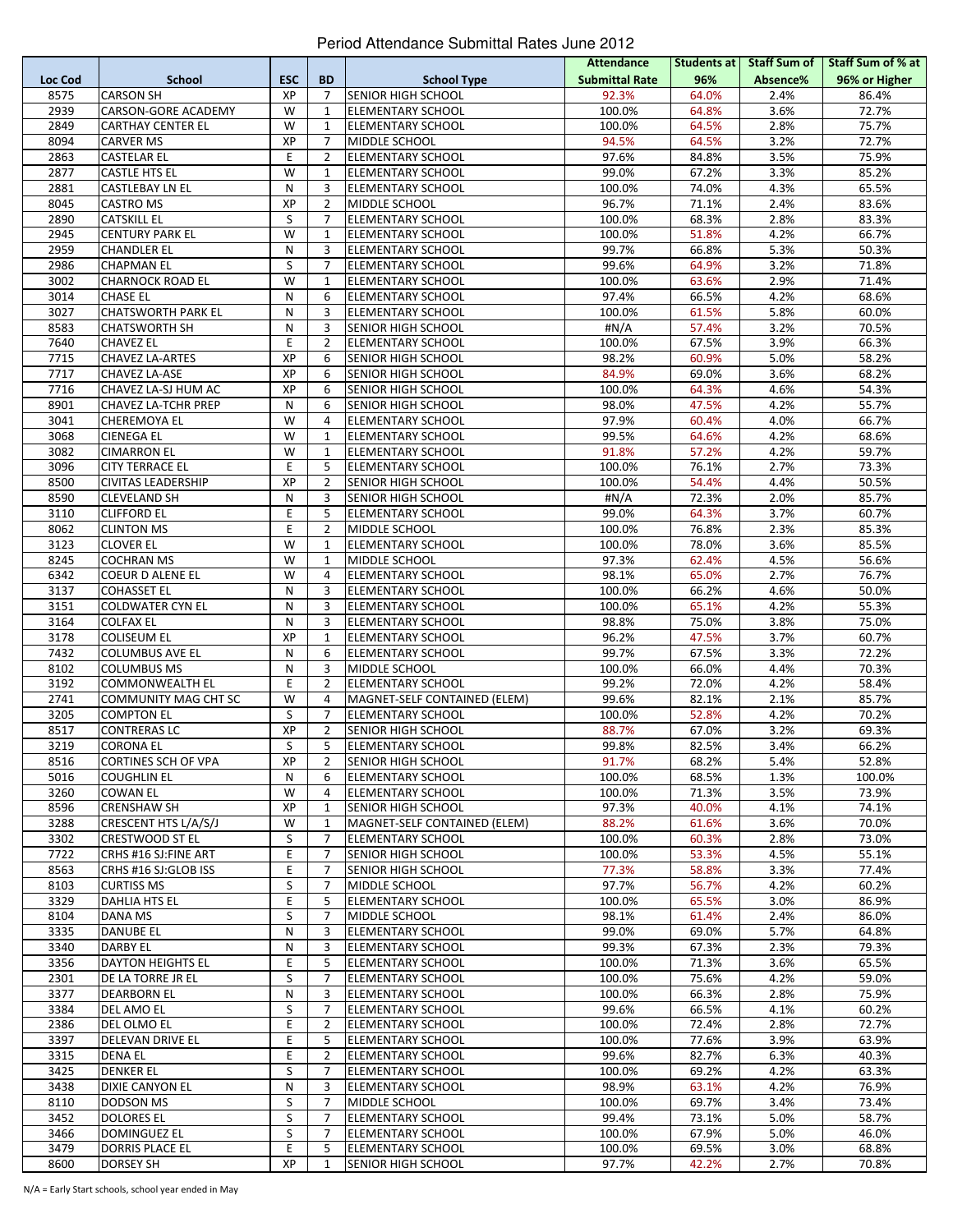# Period Attendance Submittal Rates June 2012

| Loc Cod | School | ESC | BD | School Type | Attendance Submittal Rate | Students at 96% | Staff Sum of Absence% | Staff Sum of % at 96% or Higher |
|---|---|---|---|---|---|---|---|---|
| 8575 | CARSON SH | XP | 7 | SENIOR HIGH SCHOOL | 92.3% | 64.0% | 2.4% | 86.4% |
| 2939 | CARSON-GORE ACADEMY | W | 1 | ELEMENTARY SCHOOL | 100.0% | 64.8% | 3.6% | 72.7% |
| 2849 | CARTHAY CENTER EL | W | 1 | ELEMENTARY SCHOOL | 100.0% | 64.5% | 2.8% | 75.7% |
| 8094 | CARVER MS | XP | 7 | MIDDLE SCHOOL | 94.5% | 64.5% | 3.2% | 72.7% |
| 2863 | CASTELAR EL | E | 2 | ELEMENTARY SCHOOL | 97.6% | 84.8% | 3.5% | 75.9% |
| 2877 | CASTLE HTS EL | W | 1 | ELEMENTARY SCHOOL | 99.0% | 67.2% | 3.3% | 85.2% |
| 2881 | CASTLEBAY LN EL | N | 3 | ELEMENTARY SCHOOL | 100.0% | 74.0% | 4.3% | 65.5% |
| 8045 | CASTRO MS | XP | 2 | MIDDLE SCHOOL | 96.7% | 71.1% | 2.4% | 83.6% |
| 2890 | CATSKILL EL | S | 7 | ELEMENTARY SCHOOL | 100.0% | 68.3% | 2.8% | 83.3% |
| 2945 | CENTURY PARK EL | W | 1 | ELEMENTARY SCHOOL | 100.0% | 51.8% | 4.2% | 66.7% |
| 2959 | CHANDLER EL | N | 3 | ELEMENTARY SCHOOL | 99.7% | 66.8% | 5.3% | 50.3% |
| 2986 | CHAPMAN EL | S | 7 | ELEMENTARY SCHOOL | 99.6% | 64.9% | 3.2% | 71.8% |
| 3002 | CHARNOCK ROAD EL | W | 1 | ELEMENTARY SCHOOL | 100.0% | 63.6% | 2.9% | 71.4% |
| 3014 | CHASE EL | N | 6 | ELEMENTARY SCHOOL | 97.4% | 66.5% | 4.2% | 68.6% |
| 3027 | CHATSWORTH PARK EL | N | 3 | ELEMENTARY SCHOOL | 100.0% | 61.5% | 5.8% | 60.0% |
| 8583 | CHATSWORTH SH | N | 3 | SENIOR HIGH SCHOOL | #N/A | 57.4% | 3.2% | 70.5% |
| 7640 | CHAVEZ EL | E | 2 | ELEMENTARY SCHOOL | 100.0% | 67.5% | 3.9% | 66.3% |
| 7715 | CHAVEZ LA-ARTES | XP | 6 | SENIOR HIGH SCHOOL | 98.2% | 60.9% | 5.0% | 58.2% |
| 7717 | CHAVEZ LA-ASE | XP | 6 | SENIOR HIGH SCHOOL | 84.9% | 69.0% | 3.6% | 68.2% |
| 7716 | CHAVEZ LA-SJ HUM AC | XP | 6 | SENIOR HIGH SCHOOL | 100.0% | 64.3% | 4.6% | 54.3% |
| 8901 | CHAVEZ LA-TCHR PREP | N | 6 | SENIOR HIGH SCHOOL | 98.0% | 47.5% | 4.2% | 55.7% |
| 3041 | CHEREMOYA EL | W | 4 | ELEMENTARY SCHOOL | 97.9% | 60.4% | 4.0% | 66.7% |
| 3068 | CIENEGA EL | W | 1 | ELEMENTARY SCHOOL | 99.5% | 64.6% | 4.2% | 68.6% |
| 3082 | CIMARRON EL | W | 1 | ELEMENTARY SCHOOL | 91.8% | 57.2% | 4.2% | 59.7% |
| 3096 | CITY TERRACE EL | E | 5 | ELEMENTARY SCHOOL | 100.0% | 76.1% | 2.7% | 73.3% |
| 8500 | CIVITAS LEADERSHIP | XP | 2 | SENIOR HIGH SCHOOL | 100.0% | 54.4% | 4.4% | 50.5% |
| 8590 | CLEVELAND SH | N | 3 | SENIOR HIGH SCHOOL | #N/A | 72.3% | 2.0% | 85.7% |
| 3110 | CLIFFORD EL | E | 5 | ELEMENTARY SCHOOL | 99.0% | 64.3% | 3.7% | 60.7% |
| 8062 | CLINTON MS | E | 2 | MIDDLE SCHOOL | 100.0% | 76.8% | 2.3% | 85.3% |
| 3123 | CLOVER EL | W | 1 | ELEMENTARY SCHOOL | 100.0% | 78.0% | 3.6% | 85.5% |
| 8245 | COCHRAN MS | W | 1 | MIDDLE SCHOOL | 97.3% | 62.4% | 4.5% | 56.6% |
| 6342 | COEUR D ALENE EL | W | 4 | ELEMENTARY SCHOOL | 98.1% | 65.0% | 2.7% | 76.7% |
| 3137 | COHASSET EL | N | 3 | ELEMENTARY SCHOOL | 100.0% | 66.2% | 4.6% | 50.0% |
| 3151 | COLDWATER CYN EL | N | 3 | ELEMENTARY SCHOOL | 100.0% | 65.1% | 4.2% | 55.3% |
| 3164 | COLFAX EL | N | 3 | ELEMENTARY SCHOOL | 98.8% | 75.0% | 3.8% | 75.0% |
| 3178 | COLISEUM EL | XP | 1 | ELEMENTARY SCHOOL | 96.2% | 47.5% | 3.7% | 60.7% |
| 7432 | COLUMBUS AVE EL | N | 6 | ELEMENTARY SCHOOL | 99.7% | 67.5% | 3.3% | 72.2% |
| 8102 | COLUMBUS MS | N | 3 | MIDDLE SCHOOL | 100.0% | 66.0% | 4.4% | 70.3% |
| 3192 | COMMONWEALTH EL | E | 2 | ELEMENTARY SCHOOL | 99.2% | 72.0% | 4.2% | 58.4% |
| 2741 | COMMUNITY MAG CHT SC | W | 4 | MAGNET-SELF CONTAINED (ELEM) | 99.6% | 82.1% | 2.1% | 85.7% |
| 3205 | COMPTON EL | S | 7 | ELEMENTARY SCHOOL | 100.0% | 52.8% | 4.2% | 70.2% |
| 8517 | CONTRERAS LC | XP | 2 | SENIOR HIGH SCHOOL | 88.7% | 67.0% | 3.2% | 69.3% |
| 3219 | CORONA EL | S | 5 | ELEMENTARY SCHOOL | 99.8% | 82.5% | 3.4% | 66.2% |
| 8516 | CORTINES SCH OF VPA | XP | 2 | SENIOR HIGH SCHOOL | 91.7% | 68.2% | 5.4% | 52.8% |
| 5016 | COUGHLIN EL | N | 6 | ELEMENTARY SCHOOL | 100.0% | 68.5% | 1.3% | 100.0% |
| 3260 | COWAN EL | W | 4 | ELEMENTARY SCHOOL | 100.0% | 71.3% | 3.5% | 73.9% |
| 8596 | CRENSHAW SH | XP | 1 | SENIOR HIGH SCHOOL | 97.3% | 40.0% | 4.1% | 74.1% |
| 3288 | CRESCENT HTS L/A/S/J | W | 1 | MAGNET-SELF CONTAINED (ELEM) | 88.2% | 61.6% | 3.6% | 70.0% |
| 3302 | CRESTWOOD ST EL | S | 7 | ELEMENTARY SCHOOL | 100.0% | 60.3% | 2.8% | 73.0% |
| 7722 | CRHS #16 SJ:FINE ART | E | 7 | SENIOR HIGH SCHOOL | 100.0% | 53.3% | 4.5% | 55.1% |
| 8563 | CRHS #16 SJ:GLOB ISS | E | 7 | SENIOR HIGH SCHOOL | 77.3% | 58.8% | 3.3% | 77.4% |
| 8103 | CURTISS MS | S | 7 | MIDDLE SCHOOL | 97.7% | 56.7% | 4.2% | 60.2% |
| 3329 | DAHLIA HTS EL | E | 5 | ELEMENTARY SCHOOL | 100.0% | 65.5% | 3.0% | 86.9% |
| 8104 | DANA MS | S | 7 | MIDDLE SCHOOL | 98.1% | 61.4% | 2.4% | 86.0% |
| 3335 | DANUBE EL | N | 3 | ELEMENTARY SCHOOL | 99.0% | 69.0% | 5.7% | 64.8% |
| 3340 | DARBY EL | N | 3 | ELEMENTARY SCHOOL | 99.3% | 67.3% | 2.3% | 79.3% |
| 3356 | DAYTON HEIGHTS EL | E | 5 | ELEMENTARY SCHOOL | 100.0% | 71.3% | 3.6% | 65.5% |
| 2301 | DE LA TORRE JR EL | S | 7 | ELEMENTARY SCHOOL | 100.0% | 75.6% | 4.2% | 59.0% |
| 3377 | DEARBORN EL | N | 3 | ELEMENTARY SCHOOL | 100.0% | 66.3% | 2.8% | 75.9% |
| 3384 | DEL AMO EL | S | 7 | ELEMENTARY SCHOOL | 99.6% | 66.5% | 4.1% | 60.2% |
| 2386 | DEL OLMO EL | E | 2 | ELEMENTARY SCHOOL | 100.0% | 72.4% | 2.8% | 72.7% |
| 3397 | DELEVAN DRIVE EL | E | 5 | ELEMENTARY SCHOOL | 100.0% | 77.6% | 3.9% | 63.9% |
| 3315 | DENA EL | E | 2 | ELEMENTARY SCHOOL | 99.6% | 82.7% | 6.3% | 40.3% |
| 3425 | DENKER EL | S | 7 | ELEMENTARY SCHOOL | 100.0% | 69.2% | 4.2% | 63.3% |
| 3438 | DIXIE CANYON EL | N | 3 | ELEMENTARY SCHOOL | 98.9% | 63.1% | 4.2% | 76.9% |
| 8110 | DODSON MS | S | 7 | MIDDLE SCHOOL | 100.0% | 69.7% | 3.4% | 73.4% |
| 3452 | DOLORES EL | S | 7 | ELEMENTARY SCHOOL | 99.4% | 73.1% | 5.0% | 58.7% |
| 3466 | DOMINGUEZ EL | S | 7 | ELEMENTARY SCHOOL | 100.0% | 67.9% | 5.0% | 46.0% |
| 3479 | DORRIS PLACE EL | E | 5 | ELEMENTARY SCHOOL | 100.0% | 69.5% | 3.0% | 68.8% |
| 8600 | DORSEY SH | XP | 1 | SENIOR HIGH SCHOOL | 97.7% | 42.2% | 2.7% | 70.8% |

N/A = Early Start schools, school year ended in May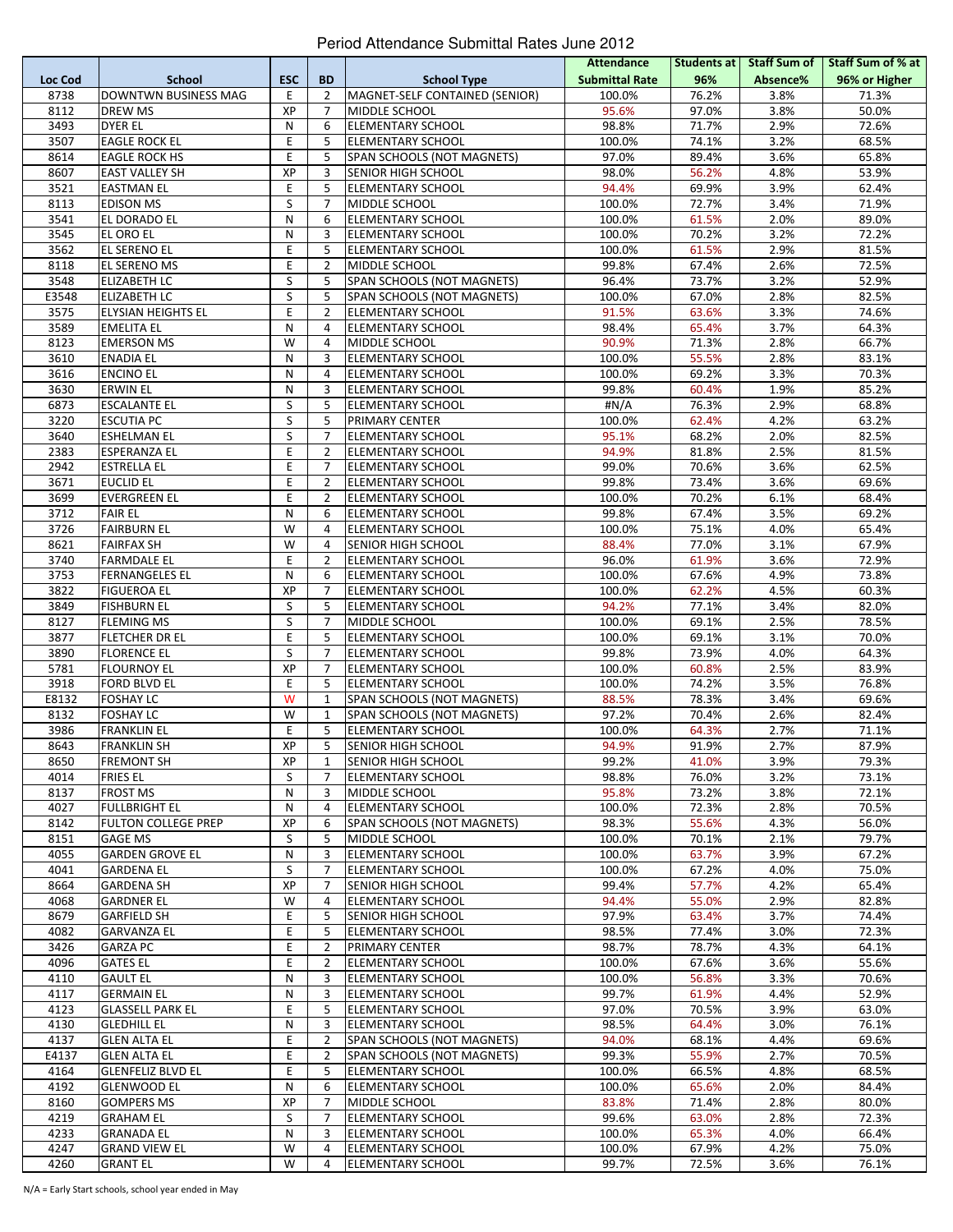# Period Attendance Submittal Rates June 2012

| Loc Cod | School | ESC | BD | School Type | Attendance Submittal Rate | Students at 96% | Staff Sum of Absence% | Staff Sum of % at 96% or Higher |
|---|---|---|---|---|---|---|---|---|
| 8738 | DOWNTWN BUSINESS MAG | E | 2 | MAGNET-SELF CONTAINED (SENIOR) | 100.0% | 76.2% | 3.8% | 71.3% |
| 8112 | DREW MS | XP | 7 | MIDDLE SCHOOL | 95.6% | 97.0% | 3.8% | 50.0% |
| 3493 | DYER EL | N | 6 | ELEMENTARY SCHOOL | 98.8% | 71.7% | 2.9% | 72.6% |
| 3507 | EAGLE ROCK EL | E | 5 | ELEMENTARY SCHOOL | 100.0% | 74.1% | 3.2% | 68.5% |
| 8614 | EAGLE ROCK HS | E | 5 | SPAN SCHOOLS (NOT MAGNETS) | 97.0% | 89.4% | 3.6% | 65.8% |
| 8607 | EAST VALLEY SH | XP | 3 | SENIOR HIGH SCHOOL | 98.0% | 56.2% | 4.8% | 53.9% |
| 3521 | EASTMAN EL | E | 5 | ELEMENTARY SCHOOL | 94.4% | 69.9% | 3.9% | 62.4% |
| 8113 | EDISON MS | S | 7 | MIDDLE SCHOOL | 100.0% | 72.7% | 3.4% | 71.9% |
| 3541 | EL DORADO EL | N | 6 | ELEMENTARY SCHOOL | 100.0% | 61.5% | 2.0% | 89.0% |
| 3545 | EL ORO EL | N | 3 | ELEMENTARY SCHOOL | 100.0% | 70.2% | 3.2% | 72.2% |
| 3562 | EL SERENO EL | E | 5 | ELEMENTARY SCHOOL | 100.0% | 61.5% | 2.9% | 81.5% |
| 8118 | EL SERENO MS | E | 2 | MIDDLE SCHOOL | 99.8% | 67.4% | 2.6% | 72.5% |
| 3548 | ELIZABETH LC | S | 5 | SPAN SCHOOLS (NOT MAGNETS) | 96.4% | 73.7% | 3.2% | 52.9% |
| E3548 | ELIZABETH LC | S | 5 | SPAN SCHOOLS (NOT MAGNETS) | 100.0% | 67.0% | 2.8% | 82.5% |
| 3575 | ELYSIAN HEIGHTS EL | E | 2 | ELEMENTARY SCHOOL | 91.5% | 63.6% | 3.3% | 74.6% |
| 3589 | EMELITA EL | N | 4 | ELEMENTARY SCHOOL | 98.4% | 65.4% | 3.7% | 64.3% |
| 8123 | EMERSON MS | W | 4 | MIDDLE SCHOOL | 90.9% | 71.3% | 2.8% | 66.7% |
| 3610 | ENADIA EL | N | 3 | ELEMENTARY SCHOOL | 100.0% | 55.5% | 2.8% | 83.1% |
| 3616 | ENCINO EL | N | 4 | ELEMENTARY SCHOOL | 100.0% | 69.2% | 3.3% | 70.3% |
| 3630 | ERWIN EL | N | 3 | ELEMENTARY SCHOOL | 99.8% | 60.4% | 1.9% | 85.2% |
| 6873 | ESCALANTE EL | S | 5 | ELEMENTARY SCHOOL | #N/A | 76.3% | 2.9% | 68.8% |
| 3220 | ESCUTIA PC | S | 5 | PRIMARY CENTER | 100.0% | 62.4% | 4.2% | 63.2% |
| 3640 | ESHELMAN EL | S | 7 | ELEMENTARY SCHOOL | 95.1% | 68.2% | 2.0% | 82.5% |
| 2383 | ESPERANZA EL | E | 2 | ELEMENTARY SCHOOL | 94.9% | 81.8% | 2.5% | 81.5% |
| 2942 | ESTRELLA EL | E | 7 | ELEMENTARY SCHOOL | 99.0% | 70.6% | 3.6% | 62.5% |
| 3671 | EUCLID EL | E | 2 | ELEMENTARY SCHOOL | 99.8% | 73.4% | 3.6% | 69.6% |
| 3699 | EVERGREEN EL | E | 2 | ELEMENTARY SCHOOL | 100.0% | 70.2% | 6.1% | 68.4% |
| 3712 | FAIR EL | N | 6 | ELEMENTARY SCHOOL | 99.8% | 67.4% | 3.5% | 69.2% |
| 3726 | FAIRBURN EL | W | 4 | ELEMENTARY SCHOOL | 100.0% | 75.1% | 4.0% | 65.4% |
| 8621 | FAIRFAX SH | W | 4 | SENIOR HIGH SCHOOL | 88.4% | 77.0% | 3.1% | 67.9% |
| 3740 | FARMDALE EL | E | 2 | ELEMENTARY SCHOOL | 96.0% | 61.9% | 3.6% | 72.9% |
| 3753 | FERNANGELES EL | N | 6 | ELEMENTARY SCHOOL | 100.0% | 67.6% | 4.9% | 73.8% |
| 3822 | FIGUEROA EL | XP | 7 | ELEMENTARY SCHOOL | 100.0% | 62.2% | 4.5% | 60.3% |
| 3849 | FISHBURN EL | S | 5 | ELEMENTARY SCHOOL | 94.2% | 77.1% | 3.4% | 82.0% |
| 8127 | FLEMING MS | S | 7 | MIDDLE SCHOOL | 100.0% | 69.1% | 2.5% | 78.5% |
| 3877 | FLETCHER DR EL | E | 5 | ELEMENTARY SCHOOL | 100.0% | 69.1% | 3.1% | 70.0% |
| 3890 | FLORENCE EL | S | 7 | ELEMENTARY SCHOOL | 99.8% | 73.9% | 4.0% | 64.3% |
| 5781 | FLOURNOY EL | XP | 7 | ELEMENTARY SCHOOL | 100.0% | 60.8% | 2.5% | 83.9% |
| 3918 | FORD BLVD EL | E | 5 | ELEMENTARY SCHOOL | 100.0% | 74.2% | 3.5% | 76.8% |
| E8132 | FOSHAY LC | W | 1 | SPAN SCHOOLS (NOT MAGNETS) | 88.5% | 78.3% | 3.4% | 69.6% |
| 8132 | FOSHAY LC | W | 1 | SPAN SCHOOLS (NOT MAGNETS) | 97.2% | 70.4% | 2.6% | 82.4% |
| 3986 | FRANKLIN EL | E | 5 | ELEMENTARY SCHOOL | 100.0% | 64.3% | 2.7% | 71.1% |
| 8643 | FRANKLIN SH | XP | 5 | SENIOR HIGH SCHOOL | 94.9% | 91.9% | 2.7% | 87.9% |
| 8650 | FREMONT SH | XP | 1 | SENIOR HIGH SCHOOL | 99.2% | 41.0% | 3.9% | 79.3% |
| 4014 | FRIES EL | S | 7 | ELEMENTARY SCHOOL | 98.8% | 76.0% | 3.2% | 73.1% |
| 8137 | FROST MS | N | 3 | MIDDLE SCHOOL | 95.8% | 73.2% | 3.8% | 72.1% |
| 4027 | FULLBRIGHT EL | N | 4 | ELEMENTARY SCHOOL | 100.0% | 72.3% | 2.8% | 70.5% |
| 8142 | FULTON COLLEGE PREP | XP | 6 | SPAN SCHOOLS (NOT MAGNETS) | 98.3% | 55.6% | 4.3% | 56.0% |
| 8151 | GAGE MS | S | 5 | MIDDLE SCHOOL | 100.0% | 70.1% | 2.1% | 79.7% |
| 4055 | GARDEN GROVE EL | N | 3 | ELEMENTARY SCHOOL | 100.0% | 63.7% | 3.9% | 67.2% |
| 4041 | GARDENA EL | S | 7 | ELEMENTARY SCHOOL | 100.0% | 67.2% | 4.0% | 75.0% |
| 8664 | GARDENA SH | XP | 7 | SENIOR HIGH SCHOOL | 99.4% | 57.7% | 4.2% | 65.4% |
| 4068 | GARDNER EL | W | 4 | ELEMENTARY SCHOOL | 94.4% | 55.0% | 2.9% | 82.8% |
| 8679 | GARFIELD SH | E | 5 | SENIOR HIGH SCHOOL | 97.9% | 63.4% | 3.7% | 74.4% |
| 4082 | GARVANZA EL | E | 5 | ELEMENTARY SCHOOL | 98.5% | 77.4% | 3.0% | 72.3% |
| 3426 | GARZA PC | E | 2 | PRIMARY CENTER | 98.7% | 78.7% | 4.3% | 64.1% |
| 4096 | GATES EL | E | 2 | ELEMENTARY SCHOOL | 100.0% | 67.6% | 3.6% | 55.6% |
| 4110 | GAULT EL | N | 3 | ELEMENTARY SCHOOL | 100.0% | 56.8% | 3.3% | 70.6% |
| 4117 | GERMAIN EL | N | 3 | ELEMENTARY SCHOOL | 99.7% | 61.9% | 4.4% | 52.9% |
| 4123 | GLASSELL PARK EL | E | 5 | ELEMENTARY SCHOOL | 97.0% | 70.5% | 3.9% | 63.0% |
| 4130 | GLEDHILL EL | N | 3 | ELEMENTARY SCHOOL | 98.5% | 64.4% | 3.0% | 76.1% |
| 4137 | GLEN ALTA EL | E | 2 | SPAN SCHOOLS (NOT MAGNETS) | 94.0% | 68.1% | 4.4% | 69.6% |
| E4137 | GLEN ALTA EL | E | 2 | SPAN SCHOOLS (NOT MAGNETS) | 99.3% | 55.9% | 2.7% | 70.5% |
| 4164 | GLENFELIZ BLVD EL | E | 5 | ELEMENTARY SCHOOL | 100.0% | 66.5% | 4.8% | 68.5% |
| 4192 | GLENWOOD EL | N | 6 | ELEMENTARY SCHOOL | 100.0% | 65.6% | 2.0% | 84.4% |
| 8160 | GOMPERS MS | XP | 7 | MIDDLE SCHOOL | 83.8% | 71.4% | 2.8% | 80.0% |
| 4219 | GRAHAM EL | S | 7 | ELEMENTARY SCHOOL | 99.6% | 63.0% | 2.8% | 72.3% |
| 4233 | GRANADA EL | N | 3 | ELEMENTARY SCHOOL | 100.0% | 65.3% | 4.0% | 66.4% |
| 4247 | GRAND VIEW EL | W | 4 | ELEMENTARY SCHOOL | 100.0% | 67.9% | 4.2% | 75.0% |
| 4260 | GRANT EL | W | 4 | ELEMENTARY SCHOOL | 99.7% | 72.5% | 3.6% | 76.1% |

N/A = Early Start schools, school year ended in May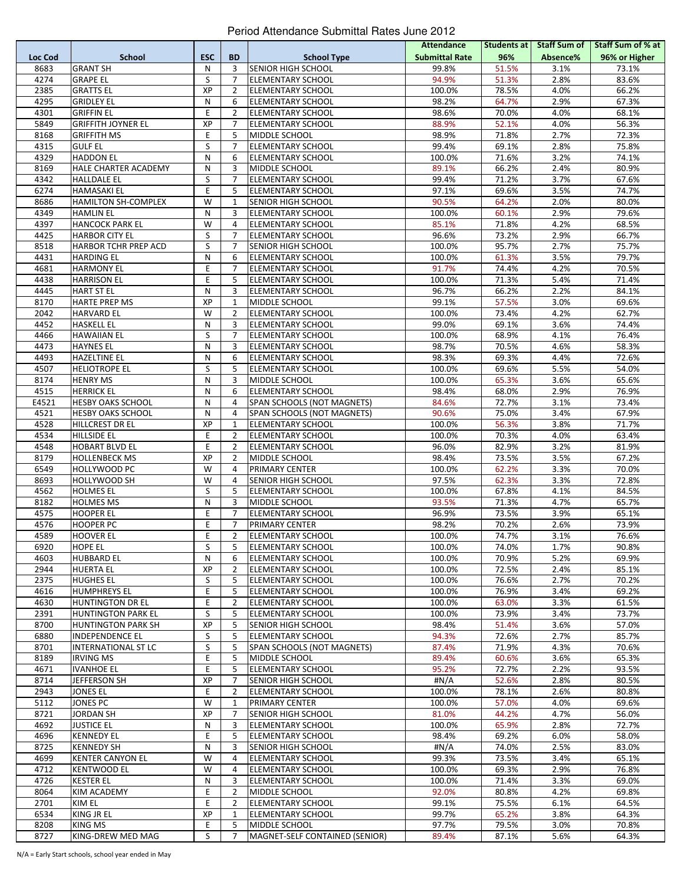# Period Attendance Submittal Rates June 2012

| Loc Cod | School | ESC | BD | School Type | Attendance Submittal Rate | Students at 96% | Staff Sum of Absence% | Staff Sum of % at 96% or Higher |
|---|---|---|---|---|---|---|---|---|
| 8683 | GRANT SH | N | 3 | SENIOR HIGH SCHOOL | 99.8% | 51.5% | 3.1% | 73.1% |
| 4274 | GRAPE EL | S | 7 | ELEMENTARY SCHOOL | 94.9% | 51.3% | 2.8% | 83.6% |
| 2385 | GRATTS EL | XP | 2 | ELEMENTARY SCHOOL | 100.0% | 78.5% | 4.0% | 66.2% |
| 4295 | GRIDLEY EL | N | 6 | ELEMENTARY SCHOOL | 98.2% | 64.7% | 2.9% | 67.3% |
| 4301 | GRIFFIN EL | E | 2 | ELEMENTARY SCHOOL | 98.6% | 70.0% | 4.0% | 68.1% |
| 5849 | GRIFFITH JOYNER EL | XP | 7 | ELEMENTARY SCHOOL | 88.9% | 52.1% | 4.0% | 56.3% |
| 8168 | GRIFFITH MS | E | 5 | MIDDLE SCHOOL | 98.9% | 71.8% | 2.7% | 72.3% |
| 4315 | GULF EL | S | 7 | ELEMENTARY SCHOOL | 99.4% | 69.1% | 2.8% | 75.8% |
| 4329 | HADDON EL | N | 6 | ELEMENTARY SCHOOL | 100.0% | 71.6% | 3.2% | 74.1% |
| 8169 | HALE CHARTER ACADEMY | N | 3 | MIDDLE SCHOOL | 89.1% | 66.2% | 2.4% | 80.9% |
| 4342 | HALLDALE EL | S | 7 | ELEMENTARY SCHOOL | 99.4% | 71.2% | 3.7% | 67.6% |
| 6274 | HAMASAKI EL | E | 5 | ELEMENTARY SCHOOL | 97.1% | 69.6% | 3.5% | 74.7% |
| 8686 | HAMILTON SH-COMPLEX | W | 1 | SENIOR HIGH SCHOOL | 90.5% | 64.2% | 2.0% | 80.0% |
| 4349 | HAMLIN EL | N | 3 | ELEMENTARY SCHOOL | 100.0% | 60.1% | 2.9% | 79.6% |
| 4397 | HANCOCK PARK EL | W | 4 | ELEMENTARY SCHOOL | 85.1% | 71.8% | 4.2% | 68.5% |
| 4425 | HARBOR CITY EL | S | 7 | ELEMENTARY SCHOOL | 96.6% | 73.2% | 2.9% | 66.7% |
| 8518 | HARBOR TCHR PREP ACD | S | 7 | SENIOR HIGH SCHOOL | 100.0% | 95.7% | 2.7% | 75.7% |
| 4431 | HARDING EL | N | 6 | ELEMENTARY SCHOOL | 100.0% | 61.3% | 3.5% | 79.7% |
| 4681 | HARMONY EL | E | 7 | ELEMENTARY SCHOOL | 91.7% | 74.4% | 4.2% | 70.5% |
| 4438 | HARRISON EL | E | 5 | ELEMENTARY SCHOOL | 100.0% | 71.3% | 5.4% | 71.4% |
| 4445 | HART ST EL | N | 3 | ELEMENTARY SCHOOL | 96.7% | 66.2% | 2.2% | 84.1% |
| 8170 | HARTE PREP MS | XP | 1 | MIDDLE SCHOOL | 99.1% | 57.5% | 3.0% | 69.6% |
| 2042 | HARVARD EL | W | 2 | ELEMENTARY SCHOOL | 100.0% | 73.4% | 4.2% | 62.7% |
| 4452 | HASKELL EL | N | 3 | ELEMENTARY SCHOOL | 99.0% | 69.1% | 3.6% | 74.4% |
| 4466 | HAWAIIAN EL | S | 7 | ELEMENTARY SCHOOL | 100.0% | 68.9% | 4.1% | 76.4% |
| 4473 | HAYNES EL | N | 3 | ELEMENTARY SCHOOL | 98.7% | 70.5% | 4.6% | 58.3% |
| 4493 | HAZELTINE EL | N | 6 | ELEMENTARY SCHOOL | 98.3% | 69.3% | 4.4% | 72.6% |
| 4507 | HELIOTROPE EL | S | 5 | ELEMENTARY SCHOOL | 100.0% | 69.6% | 5.5% | 54.0% |
| 8174 | HENRY MS | N | 3 | MIDDLE SCHOOL | 100.0% | 65.3% | 3.6% | 65.6% |
| 4515 | HERRICK EL | N | 6 | ELEMENTARY SCHOOL | 98.4% | 68.0% | 2.9% | 76.9% |
| E4521 | HESBY OAKS SCHOOL | N | 4 | SPAN SCHOOLS (NOT MAGNETS) | 84.6% | 72.7% | 3.1% | 73.4% |
| 4521 | HESBY OAKS SCHOOL | N | 4 | SPAN SCHOOLS (NOT MAGNETS) | 90.6% | 75.0% | 3.4% | 67.9% |
| 4528 | HILLCREST DR EL | XP | 1 | ELEMENTARY SCHOOL | 100.0% | 56.3% | 3.8% | 71.7% |
| 4534 | HILLSIDE EL | E | 2 | ELEMENTARY SCHOOL | 100.0% | 70.3% | 4.0% | 63.4% |
| 4548 | HOBART BLVD EL | E | 2 | ELEMENTARY SCHOOL | 96.0% | 82.9% | 3.2% | 81.9% |
| 8179 | HOLLENBECK MS | XP | 2 | MIDDLE SCHOOL | 98.4% | 73.5% | 3.5% | 67.2% |
| 6549 | HOLLYWOOD PC | W | 4 | PRIMARY CENTER | 100.0% | 62.2% | 3.3% | 70.0% |
| 8693 | HOLLYWOOD SH | W | 4 | SENIOR HIGH SCHOOL | 97.5% | 62.3% | 3.3% | 72.8% |
| 4562 | HOLMES EL | S | 5 | ELEMENTARY SCHOOL | 100.0% | 67.8% | 4.1% | 84.5% |
| 8182 | HOLMES MS | N | 3 | MIDDLE SCHOOL | 93.5% | 71.3% | 4.7% | 65.7% |
| 4575 | HOOPER EL | E | 7 | ELEMENTARY SCHOOL | 96.9% | 73.5% | 3.9% | 65.1% |
| 4576 | HOOPER PC | E | 7 | PRIMARY CENTER | 98.2% | 70.2% | 2.6% | 73.9% |
| 4589 | HOOVER EL | E | 2 | ELEMENTARY SCHOOL | 100.0% | 74.7% | 3.1% | 76.6% |
| 6920 | HOPE EL | S | 5 | ELEMENTARY SCHOOL | 100.0% | 74.0% | 1.7% | 90.8% |
| 4603 | HUBBARD EL | N | 6 | ELEMENTARY SCHOOL | 100.0% | 70.9% | 5.2% | 69.9% |
| 2944 | HUERTA EL | XP | 2 | ELEMENTARY SCHOOL | 100.0% | 72.5% | 2.4% | 85.1% |
| 2375 | HUGHES EL | S | 5 | ELEMENTARY SCHOOL | 100.0% | 76.6% | 2.7% | 70.2% |
| 4616 | HUMPHREYS EL | E | 5 | ELEMENTARY SCHOOL | 100.0% | 76.9% | 3.4% | 69.2% |
| 4630 | HUNTINGTON DR EL | E | 2 | ELEMENTARY SCHOOL | 100.0% | 63.0% | 3.3% | 61.5% |
| 2391 | HUNTINGTON PARK EL | S | 5 | ELEMENTARY SCHOOL | 100.0% | 73.9% | 3.4% | 73.7% |
| 8700 | HUNTINGTON PARK SH | XP | 5 | SENIOR HIGH SCHOOL | 98.4% | 51.4% | 3.6% | 57.0% |
| 6880 | INDEPENDENCE EL | S | 5 | ELEMENTARY SCHOOL | 94.3% | 72.6% | 2.7% | 85.7% |
| 8701 | INTERNATIONAL ST LC | S | 5 | SPAN SCHOOLS (NOT MAGNETS) | 87.4% | 71.9% | 4.3% | 70.6% |
| 8189 | IRVING MS | E | 5 | MIDDLE SCHOOL | 89.4% | 60.6% | 3.6% | 65.3% |
| 4671 | IVANHOE EL | E | 5 | ELEMENTARY SCHOOL | 95.2% | 72.7% | 2.2% | 93.5% |
| 8714 | JEFFERSON SH | XP | 7 | SENIOR HIGH SCHOOL | #N/A | 52.6% | 2.8% | 80.5% |
| 2943 | JONES EL | E | 2 | ELEMENTARY SCHOOL | 100.0% | 78.1% | 2.6% | 80.8% |
| 5112 | JONES PC | W | 1 | PRIMARY CENTER | 100.0% | 57.0% | 4.0% | 69.6% |
| 8721 | JORDAN SH | XP | 7 | SENIOR HIGH SCHOOL | 81.0% | 44.2% | 4.7% | 56.0% |
| 4692 | JUSTICE EL | N | 3 | ELEMENTARY SCHOOL | 100.0% | 65.9% | 2.8% | 72.7% |
| 4696 | KENNEDY EL | E | 5 | ELEMENTARY SCHOOL | 98.4% | 69.2% | 6.0% | 58.0% |
| 8725 | KENNEDY SH | N | 3 | SENIOR HIGH SCHOOL | #N/A | 74.0% | 2.5% | 83.0% |
| 4699 | KENTER CANYON EL | W | 4 | ELEMENTARY SCHOOL | 99.3% | 73.5% | 3.4% | 65.1% |
| 4712 | KENTWOOD EL | W | 4 | ELEMENTARY SCHOOL | 100.0% | 69.3% | 2.9% | 76.8% |
| 4726 | KESTER EL | N | 3 | ELEMENTARY SCHOOL | 100.0% | 71.4% | 3.3% | 69.0% |
| 8064 | KIM ACADEMY | E | 2 | MIDDLE SCHOOL | 92.0% | 80.8% | 4.2% | 69.8% |
| 2701 | KIM EL | E | 2 | ELEMENTARY SCHOOL | 99.1% | 75.5% | 6.1% | 64.5% |
| 6534 | KING JR EL | XP | 1 | ELEMENTARY SCHOOL | 99.7% | 65.2% | 3.8% | 64.3% |
| 8208 | KING MS | E | 5 | MIDDLE SCHOOL | 97.7% | 79.5% | 3.0% | 70.8% |
| 8727 | KING-DREW MED MAG | S | 7 | MAGNET-SELF CONTAINED (SENIOR) | 89.4% | 87.1% | 5.6% | 64.3% |

N/A = Early Start schools, school year ended in May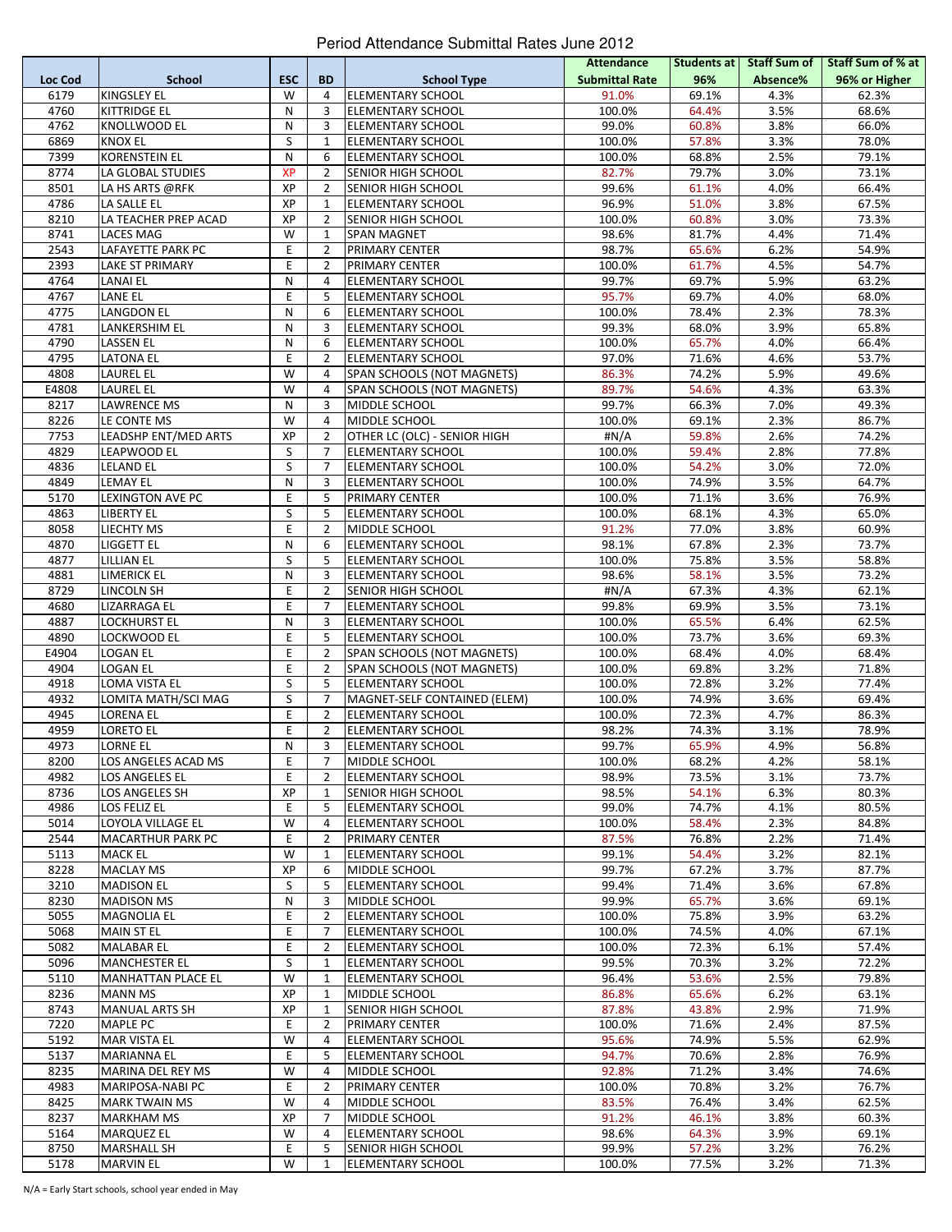# Period Attendance Submittal Rates June 2012

| Loc Cod | School | ESC | BD | School Type | Attendance Submittal Rate | Students at 96% | Staff Sum of Absence% | Staff Sum of % at 96% or Higher |
|---|---|---|---|---|---|---|---|---|
| 6179 | KINGSLEY EL | W | 4 | ELEMENTARY SCHOOL | 91.0% | 69.1% | 4.3% | 62.3% |
| 4760 | KITTRIDGE EL | N | 3 | ELEMENTARY SCHOOL | 100.0% | 64.4% | 3.5% | 68.6% |
| 4762 | KNOLLWOOD EL | N | 3 | ELEMENTARY SCHOOL | 99.0% | 60.8% | 3.8% | 66.0% |
| 6869 | KNOX EL | S | 1 | ELEMENTARY SCHOOL | 100.0% | 57.8% | 3.3% | 78.0% |
| 7399 | KORENSTEIN EL | N | 6 | ELEMENTARY SCHOOL | 100.0% | 68.8% | 2.5% | 79.1% |
| 8774 | LA GLOBAL STUDIES | XP | 2 | SENIOR HIGH SCHOOL | 82.7% | 79.7% | 3.0% | 73.1% |
| 8501 | LA HS ARTS @RFK | XP | 2 | SENIOR HIGH SCHOOL | 99.6% | 61.1% | 4.0% | 66.4% |
| 4786 | LA SALLE EL | XP | 1 | ELEMENTARY SCHOOL | 96.9% | 51.0% | 3.8% | 67.5% |
| 8210 | LA TEACHER PREP ACAD | XP | 2 | SENIOR HIGH SCHOOL | 100.0% | 60.8% | 3.0% | 73.3% |
| 8741 | LACES MAG | W | 1 | SPAN MAGNET | 98.6% | 81.7% | 4.4% | 71.4% |
| 2543 | LAFAYETTE PARK PC | E | 2 | PRIMARY CENTER | 98.7% | 65.6% | 6.2% | 54.9% |
| 2393 | LAKE ST PRIMARY | E | 2 | PRIMARY CENTER | 100.0% | 61.7% | 4.5% | 54.7% |
| 4764 | LANAI EL | N | 4 | ELEMENTARY SCHOOL | 99.7% | 69.7% | 5.9% | 63.2% |
| 4767 | LANE EL | E | 5 | ELEMENTARY SCHOOL | 95.7% | 69.7% | 4.0% | 68.0% |
| 4775 | LANGDON EL | N | 6 | ELEMENTARY SCHOOL | 100.0% | 78.4% | 2.3% | 78.3% |
| 4781 | LANKERSHIM EL | N | 3 | ELEMENTARY SCHOOL | 99.3% | 68.0% | 3.9% | 65.8% |
| 4790 | LASSEN EL | N | 6 | ELEMENTARY SCHOOL | 100.0% | 65.7% | 4.0% | 66.4% |
| 4795 | LATONA EL | E | 2 | ELEMENTARY SCHOOL | 97.0% | 71.6% | 4.6% | 53.7% |
| 4808 | LAUREL EL | W | 4 | SPAN SCHOOLS (NOT MAGNETS) | 86.3% | 74.2% | 5.9% | 49.6% |
| E4808 | LAUREL EL | W | 4 | SPAN SCHOOLS (NOT MAGNETS) | 89.7% | 54.6% | 4.3% | 63.3% |
| 8217 | LAWRENCE MS | N | 3 | MIDDLE SCHOOL | 99.7% | 66.3% | 7.0% | 49.3% |
| 8226 | LE CONTE MS | W | 4 | MIDDLE SCHOOL | 100.0% | 69.1% | 2.3% | 86.7% |
| 7753 | LEADSHP ENT/MED ARTS | XP | 2 | OTHER LC (OLC) - SENIOR HIGH | #N/A | 59.8% | 2.6% | 74.2% |
| 4829 | LEAPWOOD EL | S | 7 | ELEMENTARY SCHOOL | 100.0% | 59.4% | 2.8% | 77.8% |
| 4836 | LELAND EL | S | 7 | ELEMENTARY SCHOOL | 100.0% | 54.2% | 3.0% | 72.0% |
| 4849 | LEMAY EL | N | 3 | ELEMENTARY SCHOOL | 100.0% | 74.9% | 3.5% | 64.7% |
| 5170 | LEXINGTON AVE PC | E | 5 | PRIMARY CENTER | 100.0% | 71.1% | 3.6% | 76.9% |
| 4863 | LIBERTY EL | S | 5 | ELEMENTARY SCHOOL | 100.0% | 68.1% | 4.3% | 65.0% |
| 8058 | LIECHTY MS | E | 2 | MIDDLE SCHOOL | 91.2% | 77.0% | 3.8% | 60.9% |
| 4870 | LIGGETT EL | N | 6 | ELEMENTARY SCHOOL | 98.1% | 67.8% | 2.3% | 73.7% |
| 4877 | LILLIAN EL | S | 5 | ELEMENTARY SCHOOL | 100.0% | 75.8% | 3.5% | 58.8% |
| 4881 | LIMERICK EL | N | 3 | ELEMENTARY SCHOOL | 98.6% | 58.1% | 3.5% | 73.2% |
| 8729 | LINCOLN SH | E | 2 | SENIOR HIGH SCHOOL | #N/A | 67.3% | 4.3% | 62.1% |
| 4680 | LIZARRAGA EL | E | 7 | ELEMENTARY SCHOOL | 99.8% | 69.9% | 3.5% | 73.1% |
| 4887 | LOCKHURST EL | N | 3 | ELEMENTARY SCHOOL | 100.0% | 65.5% | 6.4% | 62.5% |
| 4890 | LOCKWOOD EL | E | 5 | ELEMENTARY SCHOOL | 100.0% | 73.7% | 3.6% | 69.3% |
| E4904 | LOGAN EL | E | 2 | SPAN SCHOOLS (NOT MAGNETS) | 100.0% | 68.4% | 4.0% | 68.4% |
| 4904 | LOGAN EL | E | 2 | SPAN SCHOOLS (NOT MAGNETS) | 100.0% | 69.8% | 3.2% | 71.8% |
| 4918 | LOMA VISTA EL | S | 5 | ELEMENTARY SCHOOL | 100.0% | 72.8% | 3.2% | 77.4% |
| 4932 | LOMITA MATH/SCI MAG | S | 7 | MAGNET-SELF CONTAINED (ELEM) | 100.0% | 74.9% | 3.6% | 69.4% |
| 4945 | LORENA EL | E | 2 | ELEMENTARY SCHOOL | 100.0% | 72.3% | 4.7% | 86.3% |
| 4959 | LORETO EL | E | 2 | ELEMENTARY SCHOOL | 98.2% | 74.3% | 3.1% | 78.9% |
| 4973 | LORNE EL | N | 3 | ELEMENTARY SCHOOL | 99.7% | 65.9% | 4.9% | 56.8% |
| 8200 | LOS ANGELES ACAD MS | E | 7 | MIDDLE SCHOOL | 100.0% | 68.2% | 4.2% | 58.1% |
| 4982 | LOS ANGELES EL | E | 2 | ELEMENTARY SCHOOL | 98.9% | 73.5% | 3.1% | 73.7% |
| 8736 | LOS ANGELES SH | XP | 1 | SENIOR HIGH SCHOOL | 98.5% | 54.1% | 6.3% | 80.3% |
| 4986 | LOS FELIZ EL | E | 5 | ELEMENTARY SCHOOL | 99.0% | 74.7% | 4.1% | 80.5% |
| 5014 | LOYOLA VILLAGE EL | W | 4 | ELEMENTARY SCHOOL | 100.0% | 58.4% | 2.3% | 84.8% |
| 2544 | MACARTHUR PARK PC | E | 2 | PRIMARY CENTER | 87.5% | 76.8% | 2.2% | 71.4% |
| 5113 | MACK EL | W | 1 | ELEMENTARY SCHOOL | 99.1% | 54.4% | 3.2% | 82.1% |
| 8228 | MACLAY MS | XP | 6 | MIDDLE SCHOOL | 99.7% | 67.2% | 3.7% | 87.7% |
| 3210 | MADISON EL | S | 5 | ELEMENTARY SCHOOL | 99.4% | 71.4% | 3.6% | 67.8% |
| 8230 | MADISON MS | N | 3 | MIDDLE SCHOOL | 99.9% | 65.7% | 3.6% | 69.1% |
| 5055 | MAGNOLIA EL | E | 2 | ELEMENTARY SCHOOL | 100.0% | 75.8% | 3.9% | 63.2% |
| 5068 | MAIN ST EL | E | 7 | ELEMENTARY SCHOOL | 100.0% | 74.5% | 4.0% | 67.1% |
| 5082 | MALABAR EL | E | 2 | ELEMENTARY SCHOOL | 100.0% | 72.3% | 6.1% | 57.4% |
| 5096 | MANCHESTER EL | S | 1 | ELEMENTARY SCHOOL | 99.5% | 70.3% | 3.2% | 72.2% |
| 5110 | MANHATTAN PLACE EL | W | 1 | ELEMENTARY SCHOOL | 96.4% | 53.6% | 2.5% | 79.8% |
| 8236 | MANN MS | XP | 1 | MIDDLE SCHOOL | 86.8% | 65.6% | 6.2% | 63.1% |
| 8743 | MANUAL ARTS SH | XP | 1 | SENIOR HIGH SCHOOL | 87.8% | 43.8% | 2.9% | 71.9% |
| 7220 | MAPLE PC | E | 2 | PRIMARY CENTER | 100.0% | 71.6% | 2.4% | 87.5% |
| 5192 | MAR VISTA EL | W | 4 | ELEMENTARY SCHOOL | 95.6% | 74.9% | 5.5% | 62.9% |
| 5137 | MARIANNA EL | E | 5 | ELEMENTARY SCHOOL | 94.7% | 70.6% | 2.8% | 76.9% |
| 8235 | MARINA DEL REY MS | W | 4 | MIDDLE SCHOOL | 92.8% | 71.2% | 3.4% | 74.6% |
| 4983 | MARIPOSA-NABI PC | E | 2 | PRIMARY CENTER | 100.0% | 70.8% | 3.2% | 76.7% |
| 8425 | MARK TWAIN MS | W | 4 | MIDDLE SCHOOL | 83.5% | 76.4% | 3.4% | 62.5% |
| 8237 | MARKHAM MS | XP | 7 | MIDDLE SCHOOL | 91.2% | 46.1% | 3.8% | 60.3% |
| 5164 | MARQUEZ EL | W | 4 | ELEMENTARY SCHOOL | 98.6% | 64.3% | 3.9% | 69.1% |
| 8750 | MARSHALL SH | E | 5 | SENIOR HIGH SCHOOL | 99.9% | 57.2% | 3.2% | 76.2% |
| 5178 | MARVIN EL | W | 1 | ELEMENTARY SCHOOL | 100.0% | 77.5% | 3.2% | 71.3% |

N/A = Early Start schools, school year ended in May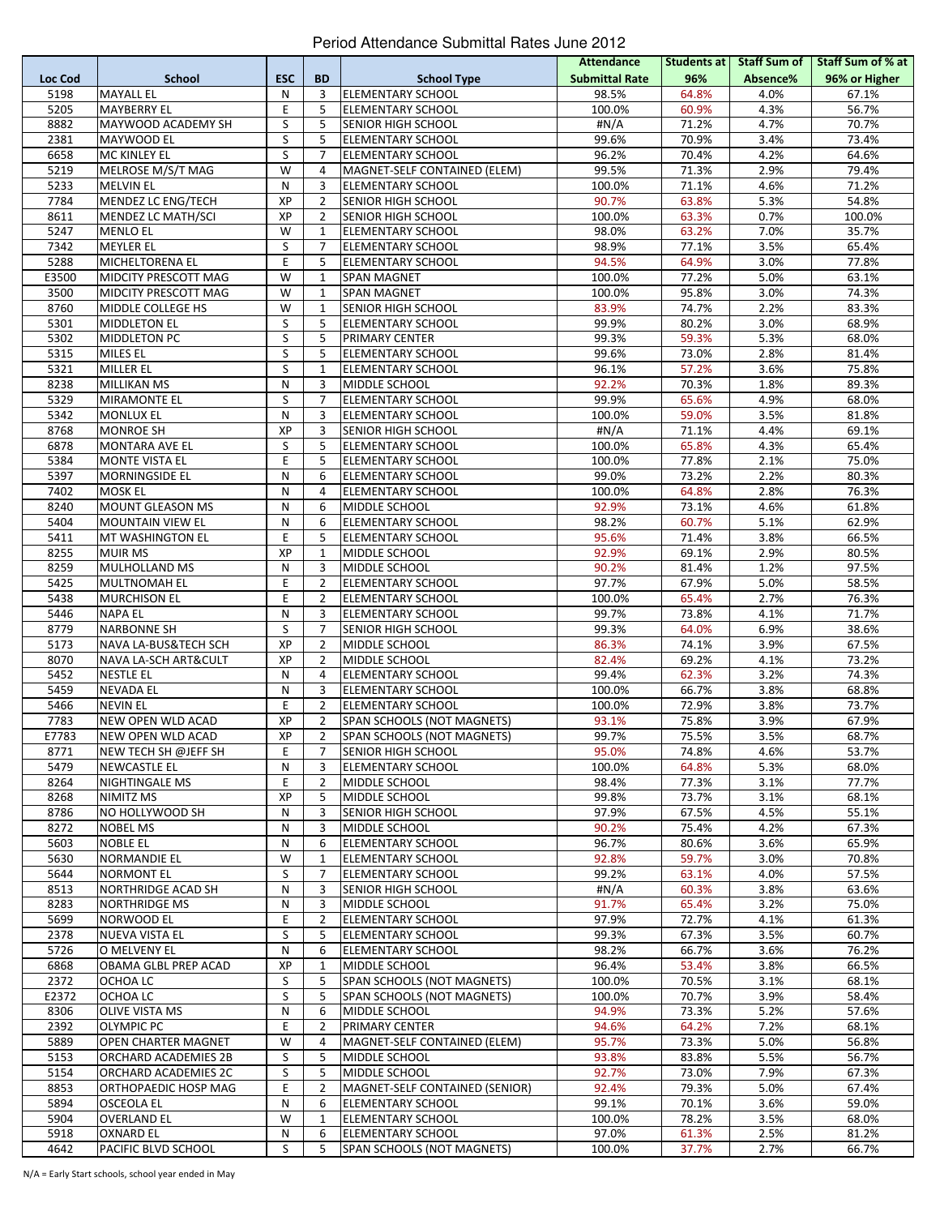Period Attendance Submittal Rates June 2012

| Loc Cod | School | ESC | BD | School Type | Attendance Submittal Rate | Students at 96% | Staff Sum of Absence% | Staff Sum of % at 96% or Higher |
|---|---|---|---|---|---|---|---|---|
| 5198 | MAYALL EL | N | 3 | ELEMENTARY SCHOOL | 98.5% | 64.8% | 4.0% | 67.1% |
| 5205 | MAYBERRY EL | E | 5 | ELEMENTARY SCHOOL | 100.0% | 60.9% | 4.3% | 56.7% |
| 8882 | MAYWOOD ACADEMY SH | S | 5 | SENIOR HIGH SCHOOL | #N/A | 71.2% | 4.7% | 70.7% |
| 2381 | MAYWOOD EL | S | 5 | ELEMENTARY SCHOOL | 99.6% | 70.9% | 3.4% | 73.4% |
| 6658 | MC KINLEY EL | S | 7 | ELEMENTARY SCHOOL | 96.2% | 70.4% | 4.2% | 64.6% |
| 5219 | MELROSE M/S/T MAG | W | 4 | MAGNET-SELF CONTAINED (ELEM) | 99.5% | 71.3% | 2.9% | 79.4% |
| 5233 | MELVIN EL | N | 3 | ELEMENTARY SCHOOL | 100.0% | 71.1% | 4.6% | 71.2% |
| 7784 | MENDEZ LC ENG/TECH | XP | 2 | SENIOR HIGH SCHOOL | 90.7% | 63.8% | 5.3% | 54.8% |
| 8611 | MENDEZ LC MATH/SCI | XP | 2 | SENIOR HIGH SCHOOL | 100.0% | 63.3% | 0.7% | 100.0% |
| 5247 | MENLO EL | W | 1 | ELEMENTARY SCHOOL | 98.0% | 63.2% | 7.0% | 35.7% |
| 7342 | MEYLER EL | S | 7 | ELEMENTARY SCHOOL | 98.9% | 77.1% | 3.5% | 65.4% |
| 5288 | MICHELTORENA EL | E | 5 | ELEMENTARY SCHOOL | 94.5% | 64.9% | 3.0% | 77.8% |
| E3500 | MIDCITY PRESCOTT MAG | W | 1 | SPAN MAGNET | 100.0% | 77.2% | 5.0% | 63.1% |
| 3500 | MIDCITY PRESCOTT MAG | W | 1 | SPAN MAGNET | 100.0% | 95.8% | 3.0% | 74.3% |
| 8760 | MIDDLE COLLEGE HS | W | 1 | SENIOR HIGH SCHOOL | 83.9% | 74.7% | 2.2% | 83.3% |
| 5301 | MIDDLETON EL | S | 5 | ELEMENTARY SCHOOL | 99.9% | 80.2% | 3.0% | 68.9% |
| 5302 | MIDDLETON PC | S | 5 | PRIMARY CENTER | 99.3% | 59.3% | 5.3% | 68.0% |
| 5315 | MILES EL | S | 5 | ELEMENTARY SCHOOL | 99.6% | 73.0% | 2.8% | 81.4% |
| 5321 | MILLER EL | S | 1 | ELEMENTARY SCHOOL | 96.1% | 57.2% | 3.6% | 75.8% |
| 8238 | MILLIKAN MS | N | 3 | MIDDLE SCHOOL | 92.2% | 70.3% | 1.8% | 89.3% |
| 5329 | MIRAMONTE EL | S | 7 | ELEMENTARY SCHOOL | 99.9% | 65.6% | 4.9% | 68.0% |
| 5342 | MONLUX EL | N | 3 | ELEMENTARY SCHOOL | 100.0% | 59.0% | 3.5% | 81.8% |
| 8768 | MONROE SH | XP | 3 | SENIOR HIGH SCHOOL | #N/A | 71.1% | 4.4% | 69.1% |
| 6878 | MONTARA AVE EL | S | 5 | ELEMENTARY SCHOOL | 100.0% | 65.8% | 4.3% | 65.4% |
| 5384 | MONTE VISTA EL | E | 5 | ELEMENTARY SCHOOL | 100.0% | 77.8% | 2.1% | 75.0% |
| 5397 | MORNINGSIDE EL | N | 6 | ELEMENTARY SCHOOL | 99.0% | 73.2% | 2.2% | 80.3% |
| 7402 | MOSK EL | N | 4 | ELEMENTARY SCHOOL | 100.0% | 64.8% | 2.8% | 76.3% |
| 8240 | MOUNT GLEASON MS | N | 6 | MIDDLE SCHOOL | 92.9% | 73.1% | 4.6% | 61.8% |
| 5404 | MOUNTAIN VIEW EL | N | 6 | ELEMENTARY SCHOOL | 98.2% | 60.7% | 5.1% | 62.9% |
| 5411 | MT WASHINGTON EL | E | 5 | ELEMENTARY SCHOOL | 95.6% | 71.4% | 3.8% | 66.5% |
| 8255 | MUIR MS | XP | 1 | MIDDLE SCHOOL | 92.9% | 69.1% | 2.9% | 80.5% |
| 8259 | MULHOLLAND MS | N | 3 | MIDDLE SCHOOL | 90.2% | 81.4% | 1.2% | 97.5% |
| 5425 | MULTNOMAH EL | E | 2 | ELEMENTARY SCHOOL | 97.7% | 67.9% | 5.0% | 58.5% |
| 5438 | MURCHISON EL | E | 2 | ELEMENTARY SCHOOL | 100.0% | 65.4% | 2.7% | 76.3% |
| 5446 | NAPA EL | N | 3 | ELEMENTARY SCHOOL | 99.7% | 73.8% | 4.1% | 71.7% |
| 8779 | NARBONNE SH | S | 7 | SENIOR HIGH SCHOOL | 99.3% | 64.0% | 6.9% | 38.6% |
| 5173 | NAVA LA-BUS&TECH SCH | XP | 2 | MIDDLE SCHOOL | 86.3% | 74.1% | 3.9% | 67.5% |
| 8070 | NAVA LA-SCH ART&CULT | XP | 2 | MIDDLE SCHOOL | 82.4% | 69.2% | 4.1% | 73.2% |
| 5452 | NESTLE EL | N | 4 | ELEMENTARY SCHOOL | 99.4% | 62.3% | 3.2% | 74.3% |
| 5459 | NEVADA EL | N | 3 | ELEMENTARY SCHOOL | 100.0% | 66.7% | 3.8% | 68.8% |
| 5466 | NEVIN EL | E | 2 | ELEMENTARY SCHOOL | 100.0% | 72.9% | 3.8% | 73.7% |
| 7783 | NEW OPEN WLD ACAD | XP | 2 | SPAN SCHOOLS (NOT MAGNETS) | 93.1% | 75.8% | 3.9% | 67.9% |
| E7783 | NEW OPEN WLD ACAD | XP | 2 | SPAN SCHOOLS (NOT MAGNETS) | 99.7% | 75.5% | 3.5% | 68.7% |
| 8771 | NEW TECH SH @JEFF SH | E | 7 | SENIOR HIGH SCHOOL | 95.0% | 74.8% | 4.6% | 53.7% |
| 5479 | NEWCASTLE EL | N | 3 | ELEMENTARY SCHOOL | 100.0% | 64.8% | 5.3% | 68.0% |
| 8264 | NIGHTINGALE MS | E | 2 | MIDDLE SCHOOL | 98.4% | 77.3% | 3.1% | 77.7% |
| 8268 | NIMITZ MS | XP | 5 | MIDDLE SCHOOL | 99.8% | 73.7% | 3.1% | 68.1% |
| 8786 | NO HOLLYWOOD SH | N | 3 | SENIOR HIGH SCHOOL | 97.9% | 67.5% | 4.5% | 55.1% |
| 8272 | NOBEL MS | N | 3 | MIDDLE SCHOOL | 90.2% | 75.4% | 4.2% | 67.3% |
| 5603 | NOBLE EL | N | 6 | ELEMENTARY SCHOOL | 96.7% | 80.6% | 3.6% | 65.9% |
| 5630 | NORMANDIE EL | W | 1 | ELEMENTARY SCHOOL | 92.8% | 59.7% | 3.0% | 70.8% |
| 5644 | NORMONT EL | S | 7 | ELEMENTARY SCHOOL | 99.2% | 63.1% | 4.0% | 57.5% |
| 8513 | NORTHRIDGE ACAD SH | N | 3 | SENIOR HIGH SCHOOL | #N/A | 60.3% | 3.8% | 63.6% |
| 8283 | NORTHRIDGE MS | N | 3 | MIDDLE SCHOOL | 91.7% | 65.4% | 3.2% | 75.0% |
| 5699 | NORWOOD EL | E | 2 | ELEMENTARY SCHOOL | 97.9% | 72.7% | 4.1% | 61.3% |
| 2378 | NUEVA VISTA EL | S | 5 | ELEMENTARY SCHOOL | 99.3% | 67.3% | 3.5% | 60.7% |
| 5726 | O MELVENY EL | N | 6 | ELEMENTARY SCHOOL | 98.2% | 66.7% | 3.6% | 76.2% |
| 6868 | OBAMA GLBL PREP ACAD | XP | 1 | MIDDLE SCHOOL | 96.4% | 53.4% | 3.8% | 66.5% |
| 2372 | OCHOA LC | S | 5 | SPAN SCHOOLS (NOT MAGNETS) | 100.0% | 70.5% | 3.1% | 68.1% |
| E2372 | OCHOA LC | S | 5 | SPAN SCHOOLS (NOT MAGNETS) | 100.0% | 70.7% | 3.9% | 58.4% |
| 8306 | OLIVE VISTA MS | N | 6 | MIDDLE SCHOOL | 94.9% | 73.3% | 5.2% | 57.6% |
| 2392 | OLYMPIC PC | E | 2 | PRIMARY CENTER | 94.6% | 64.2% | 7.2% | 68.1% |
| 5889 | OPEN CHARTER MAGNET | W | 4 | MAGNET-SELF CONTAINED (ELEM) | 95.7% | 73.3% | 5.0% | 56.8% |
| 5153 | ORCHARD ACADEMIES 2B | S | 5 | MIDDLE SCHOOL | 93.8% | 83.8% | 5.5% | 56.7% |
| 5154 | ORCHARD ACADEMIES 2C | S | 5 | MIDDLE SCHOOL | 92.7% | 73.0% | 7.9% | 67.3% |
| 8853 | ORTHOPAEDIC HOSP MAG | E | 2 | MAGNET-SELF CONTAINED (SENIOR) | 92.4% | 79.3% | 5.0% | 67.4% |
| 5894 | OSCEOLA EL | N | 6 | ELEMENTARY SCHOOL | 99.1% | 70.1% | 3.6% | 59.0% |
| 5904 | OVERLAND EL | W | 1 | ELEMENTARY SCHOOL | 100.0% | 78.2% | 3.5% | 68.0% |
| 5918 | OXNARD EL | N | 6 | ELEMENTARY SCHOOL | 97.0% | 61.3% | 2.5% | 81.2% |
| 4642 | PACIFIC BLVD SCHOOL | S | 5 | SPAN SCHOOLS (NOT MAGNETS) | 100.0% | 37.7% | 2.7% | 66.7% |

N/A = Early Start schools, school year ended in May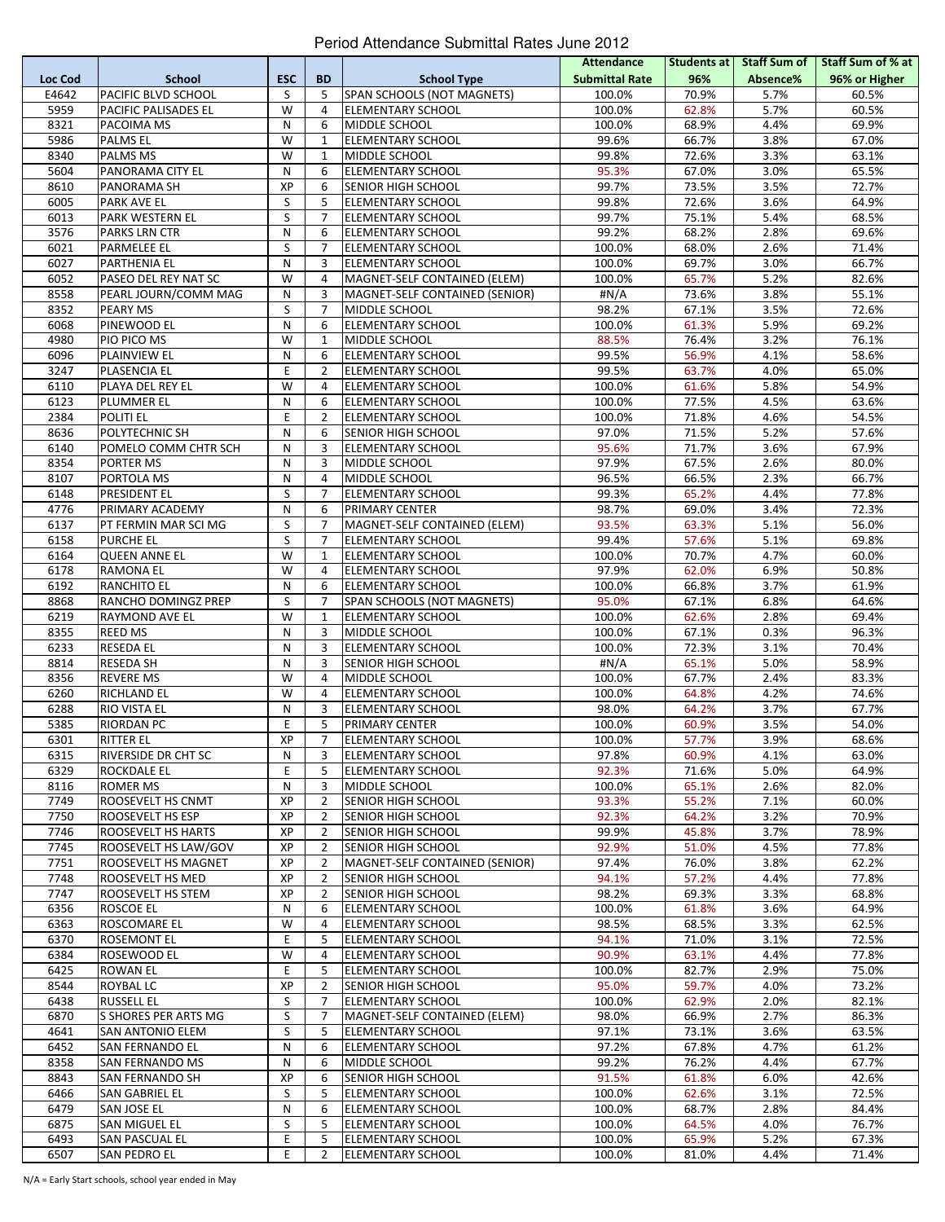# Period Attendance Submittal Rates June 2012

| Loc Cod | School | ESC | BD | School Type | Attendance Submittal Rate | Students at 96% | Staff Sum of Absence% | Staff Sum of % at 96% or Higher |
|---|---|---|---|---|---|---|---|---|
| E4642 | PACIFIC BLVD SCHOOL | S | 5 | SPAN SCHOOLS (NOT MAGNETS) | 100.0% | 70.9% | 5.7% | 60.5% |
| 5959 | PACIFIC PALISADES EL | W | 4 | ELEMENTARY SCHOOL | 100.0% | 62.8% | 5.7% | 60.5% |
| 8321 | PACOIMA MS | N | 6 | MIDDLE SCHOOL | 100.0% | 68.9% | 4.4% | 69.9% |
| 5986 | PALMS EL | W | 1 | ELEMENTARY SCHOOL | 99.6% | 66.7% | 3.8% | 67.0% |
| 8340 | PALMS MS | W | 1 | MIDDLE SCHOOL | 99.8% | 72.6% | 3.3% | 63.1% |
| 5604 | PANORAMA CITY EL | N | 6 | ELEMENTARY SCHOOL | 95.3% | 67.0% | 3.0% | 65.5% |
| 8610 | PANORAMA SH | XP | 6 | SENIOR HIGH SCHOOL | 99.7% | 73.5% | 3.5% | 72.7% |
| 6005 | PARK AVE EL | S | 5 | ELEMENTARY SCHOOL | 99.8% | 72.6% | 3.6% | 64.9% |
| 6013 | PARK WESTERN EL | S | 7 | ELEMENTARY SCHOOL | 99.7% | 75.1% | 5.4% | 68.5% |
| 3576 | PARKS LRN CTR | N | 6 | ELEMENTARY SCHOOL | 99.2% | 68.2% | 2.8% | 69.6% |
| 6021 | PARMELEE EL | S | 7 | ELEMENTARY SCHOOL | 100.0% | 68.0% | 2.6% | 71.4% |
| 6027 | PARTHENIA EL | N | 3 | ELEMENTARY SCHOOL | 100.0% | 69.7% | 3.0% | 66.7% |
| 6052 | PASEO DEL REY NAT SC | W | 4 | MAGNET-SELF CONTAINED (ELEM) | 100.0% | 65.7% | 5.2% | 82.6% |
| 8558 | PEARL JOURN/COMM MAG | N | 3 | MAGNET-SELF CONTAINED (SENIOR) | #N/A | 73.6% | 3.8% | 55.1% |
| 8352 | PEARY MS | S | 7 | MIDDLE SCHOOL | 98.2% | 67.1% | 3.5% | 72.6% |
| 6068 | PINEWOOD EL | N | 6 | ELEMENTARY SCHOOL | 100.0% | 61.3% | 5.9% | 69.2% |
| 4980 | PIO PICO MS | W | 1 | MIDDLE SCHOOL | 88.5% | 76.4% | 3.2% | 76.1% |
| 6096 | PLAINVIEW EL | N | 6 | ELEMENTARY SCHOOL | 99.5% | 56.9% | 4.1% | 58.6% |
| 3247 | PLASENCIA EL | E | 2 | ELEMENTARY SCHOOL | 99.5% | 63.7% | 4.0% | 65.0% |
| 6110 | PLAYA DEL REY EL | W | 4 | ELEMENTARY SCHOOL | 100.0% | 61.6% | 5.8% | 54.9% |
| 6123 | PLUMMER EL | N | 6 | ELEMENTARY SCHOOL | 100.0% | 77.5% | 4.5% | 63.6% |
| 2384 | POLITI EL | E | 2 | ELEMENTARY SCHOOL | 100.0% | 71.8% | 4.6% | 54.5% |
| 8636 | POLYTECHNIC SH | N | 6 | SENIOR HIGH SCHOOL | 97.0% | 71.5% | 5.2% | 57.6% |
| 6140 | POMELO COMM CHTR SCH | N | 3 | ELEMENTARY SCHOOL | 95.6% | 71.7% | 3.6% | 67.9% |
| 8354 | PORTER MS | N | 3 | MIDDLE SCHOOL | 97.9% | 67.5% | 2.6% | 80.0% |
| 8107 | PORTOLA MS | N | 4 | MIDDLE SCHOOL | 96.5% | 66.5% | 2.3% | 66.7% |
| 6148 | PRESIDENT EL | S | 7 | ELEMENTARY SCHOOL | 99.3% | 65.2% | 4.4% | 77.8% |
| 4776 | PRIMARY ACADEMY | N | 6 | PRIMARY CENTER | 98.7% | 69.0% | 3.4% | 72.3% |
| 6137 | PT FERMIN MAR SCI MG | S | 7 | MAGNET-SELF CONTAINED (ELEM) | 93.5% | 63.3% | 5.1% | 56.0% |
| 6158 | PURCHE EL | S | 7 | ELEMENTARY SCHOOL | 99.4% | 57.6% | 5.1% | 69.8% |
| 6164 | QUEEN ANNE EL | W | 1 | ELEMENTARY SCHOOL | 100.0% | 70.7% | 4.7% | 60.0% |
| 6178 | RAMONA EL | W | 4 | ELEMENTARY SCHOOL | 97.9% | 62.0% | 6.9% | 50.8% |
| 6192 | RANCHITO EL | N | 6 | ELEMENTARY SCHOOL | 100.0% | 66.8% | 3.7% | 61.9% |
| 8868 | RANCHO DOMINGZ PREP | S | 7 | SPAN SCHOOLS (NOT MAGNETS) | 95.0% | 67.1% | 6.8% | 64.6% |
| 6219 | RAYMOND AVE EL | W | 1 | ELEMENTARY SCHOOL | 100.0% | 62.6% | 2.8% | 69.4% |
| 8355 | REED MS | N | 3 | MIDDLE SCHOOL | 100.0% | 67.1% | 0.3% | 96.3% |
| 6233 | RESEDA EL | N | 3 | ELEMENTARY SCHOOL | 100.0% | 72.3% | 3.1% | 70.4% |
| 8814 | RESEDA SH | N | 3 | SENIOR HIGH SCHOOL | #N/A | 65.1% | 5.0% | 58.9% |
| 8356 | REVERE MS | W | 4 | MIDDLE SCHOOL | 100.0% | 67.7% | 2.4% | 83.3% |
| 6260 | RICHLAND EL | W | 4 | ELEMENTARY SCHOOL | 100.0% | 64.8% | 4.2% | 74.6% |
| 6288 | RIO VISTA EL | N | 3 | ELEMENTARY SCHOOL | 98.0% | 64.2% | 3.7% | 67.7% |
| 5385 | RIORDAN PC | E | 5 | PRIMARY CENTER | 100.0% | 60.9% | 3.5% | 54.0% |
| 6301 | RITTER EL | XP | 7 | ELEMENTARY SCHOOL | 100.0% | 57.7% | 3.9% | 68.6% |
| 6315 | RIVERSIDE DR CHT SC | N | 3 | ELEMENTARY SCHOOL | 97.8% | 60.9% | 4.1% | 63.0% |
| 6329 | ROCKDALE EL | E | 5 | ELEMENTARY SCHOOL | 92.3% | 71.6% | 5.0% | 64.9% |
| 8116 | ROMER MS | N | 3 | MIDDLE SCHOOL | 100.0% | 65.1% | 2.6% | 82.0% |
| 7749 | ROOSEVELT HS CNMT | XP | 2 | SENIOR HIGH SCHOOL | 93.3% | 55.2% | 7.1% | 60.0% |
| 7750 | ROOSEVELT HS ESP | XP | 2 | SENIOR HIGH SCHOOL | 92.3% | 64.2% | 3.2% | 70.9% |
| 7746 | ROOSEVELT HS HARTS | XP | 2 | SENIOR HIGH SCHOOL | 99.9% | 45.8% | 3.7% | 78.9% |
| 7745 | ROOSEVELT HS LAW/GOV | XP | 2 | SENIOR HIGH SCHOOL | 92.9% | 51.0% | 4.5% | 77.8% |
| 7751 | ROOSEVELT HS MAGNET | XP | 2 | MAGNET-SELF CONTAINED (SENIOR) | 97.4% | 76.0% | 3.8% | 62.2% |
| 7748 | ROOSEVELT HS MED | XP | 2 | SENIOR HIGH SCHOOL | 94.1% | 57.2% | 4.4% | 77.8% |
| 7747 | ROOSEVELT HS STEM | XP | 2 | SENIOR HIGH SCHOOL | 98.2% | 69.3% | 3.3% | 68.8% |
| 6356 | ROSCOE EL | N | 6 | ELEMENTARY SCHOOL | 100.0% | 61.8% | 3.6% | 64.9% |
| 6363 | ROSCOMARE EL | W | 4 | ELEMENTARY SCHOOL | 98.5% | 68.5% | 3.3% | 62.5% |
| 6370 | ROSEMONT EL | E | 5 | ELEMENTARY SCHOOL | 94.1% | 71.0% | 3.1% | 72.5% |
| 6384 | ROSEWOOD EL | W | 4 | ELEMENTARY SCHOOL | 90.9% | 63.1% | 4.4% | 77.8% |
| 6425 | ROWAN EL | E | 5 | ELEMENTARY SCHOOL | 100.0% | 82.7% | 2.9% | 75.0% |
| 8544 | ROYBAL LC | XP | 2 | SENIOR HIGH SCHOOL | 95.0% | 59.7% | 4.0% | 73.2% |
| 6438 | RUSSELL EL | S | 7 | ELEMENTARY SCHOOL | 100.0% | 62.9% | 2.0% | 82.1% |
| 6870 | S SHORES PER ARTS MG | S | 7 | MAGNET-SELF CONTAINED (ELEM) | 98.0% | 66.9% | 2.7% | 86.3% |
| 4641 | SAN ANTONIO ELEM | S | 5 | ELEMENTARY SCHOOL | 97.1% | 73.1% | 3.6% | 63.5% |
| 6452 | SAN FERNANDO EL | N | 6 | ELEMENTARY SCHOOL | 97.2% | 67.8% | 4.7% | 61.2% |
| 8358 | SAN FERNANDO MS | N | 6 | MIDDLE SCHOOL | 99.2% | 76.2% | 4.4% | 67.7% |
| 8843 | SAN FERNANDO SH | XP | 6 | SENIOR HIGH SCHOOL | 91.5% | 61.8% | 6.0% | 42.6% |
| 6466 | SAN GABRIEL EL | S | 5 | ELEMENTARY SCHOOL | 100.0% | 62.6% | 3.1% | 72.5% |
| 6479 | SAN JOSE EL | N | 6 | ELEMENTARY SCHOOL | 100.0% | 68.7% | 2.8% | 84.4% |
| 6875 | SAN MIGUEL EL | S | 5 | ELEMENTARY SCHOOL | 100.0% | 64.5% | 4.0% | 76.7% |
| 6493 | SAN PASCUAL EL | E | 5 | ELEMENTARY SCHOOL | 100.0% | 65.9% | 5.2% | 67.3% |
| 6507 | SAN PEDRO EL | E | 2 | ELEMENTARY SCHOOL | 100.0% | 81.0% | 4.4% | 71.4% |

N/A = Early Start schools, school year ended in May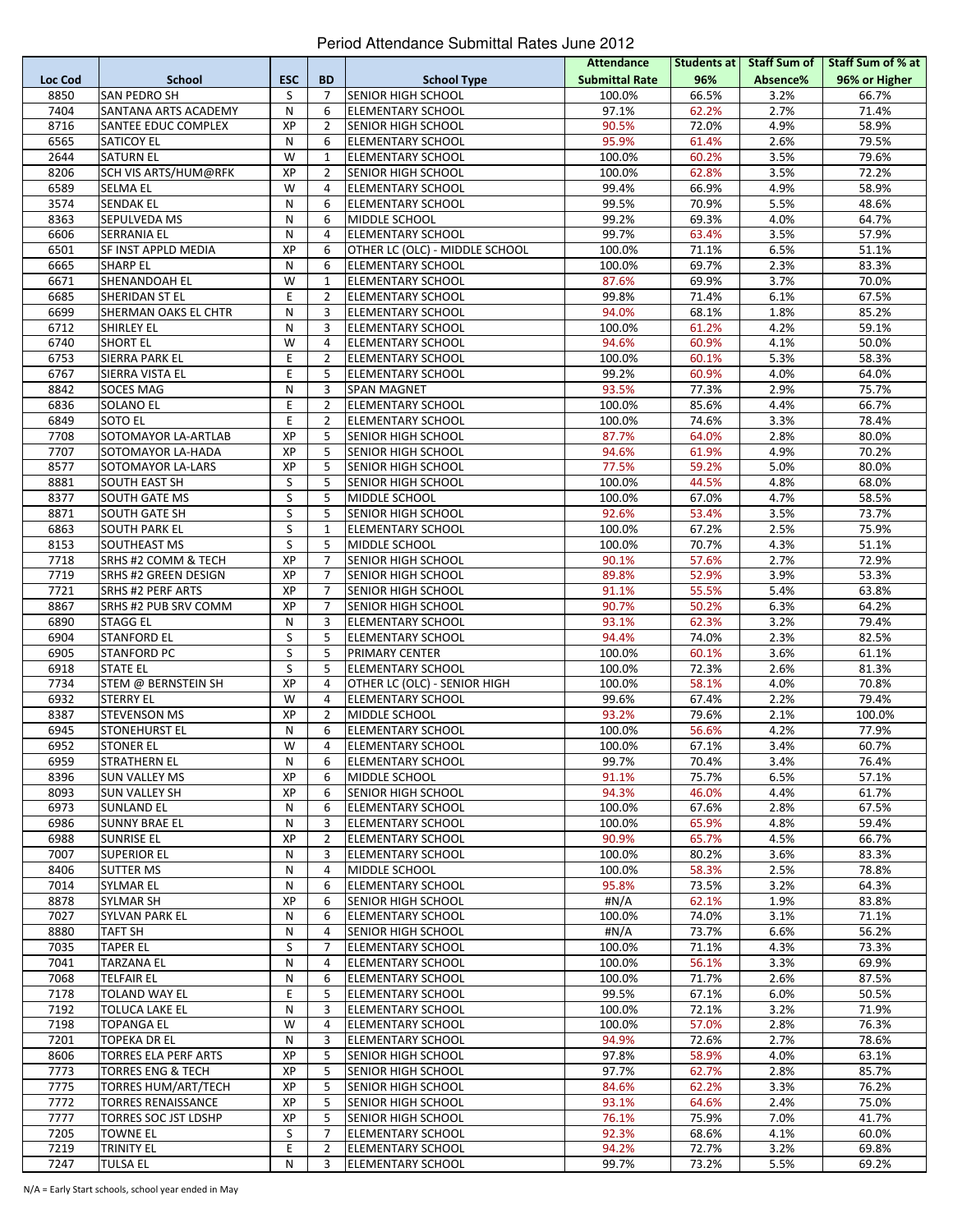# Period Attendance Submittal Rates June 2012

| Loc Cod | School | ESC | BD | School Type | Attendance Submittal Rate | Students at 96% | Staff Sum of Absence% | Staff Sum of % at 96% or Higher |
|---|---|---|---|---|---|---|---|---|
| 8850 | SAN PEDRO SH | S | 7 | SENIOR HIGH SCHOOL | 100.0% | 66.5% | 3.2% | 66.7% |
| 7404 | SANTANA ARTS ACADEMY | N | 6 | ELEMENTARY SCHOOL | 97.1% | 62.2% | 2.7% | 71.4% |
| 8716 | SANTEE EDUC COMPLEX | XP | 2 | SENIOR HIGH SCHOOL | 90.5% | 72.0% | 4.9% | 58.9% |
| 6565 | SATICOY EL | N | 6 | ELEMENTARY SCHOOL | 95.9% | 61.4% | 2.6% | 79.5% |
| 2644 | SATURN EL | W | 1 | ELEMENTARY SCHOOL | 100.0% | 60.2% | 3.5% | 79.6% |
| 8206 | SCH VIS ARTS/HUM@RFK | XP | 2 | SENIOR HIGH SCHOOL | 100.0% | 62.8% | 3.5% | 72.2% |
| 6589 | SELMA EL | W | 4 | ELEMENTARY SCHOOL | 99.4% | 66.9% | 4.9% | 58.9% |
| 3574 | SENDAK EL | N | 6 | ELEMENTARY SCHOOL | 99.5% | 70.9% | 5.5% | 48.6% |
| 8363 | SEPULVEDA MS | N | 6 | MIDDLE SCHOOL | 99.2% | 69.3% | 4.0% | 64.7% |
| 6606 | SERRANIA EL | N | 4 | ELEMENTARY SCHOOL | 99.7% | 63.4% | 3.5% | 57.9% |
| 6501 | SF INST APPLD MEDIA | XP | 6 | OTHER LC (OLC) - MIDDLE SCHOOL | 100.0% | 71.1% | 6.5% | 51.1% |
| 6665 | SHARP EL | N | 6 | ELEMENTARY SCHOOL | 100.0% | 69.7% | 2.3% | 83.3% |
| 6671 | SHENANDOAH EL | W | 1 | ELEMENTARY SCHOOL | 87.6% | 69.9% | 3.7% | 70.0% |
| 6685 | SHERIDAN ST EL | E | 2 | ELEMENTARY SCHOOL | 99.8% | 71.4% | 6.1% | 67.5% |
| 6699 | SHERMAN OAKS EL CHTR | N | 3 | ELEMENTARY SCHOOL | 94.0% | 68.1% | 1.8% | 85.2% |
| 6712 | SHIRLEY EL | N | 3 | ELEMENTARY SCHOOL | 100.0% | 61.2% | 4.2% | 59.1% |
| 6740 | SHORT EL | W | 4 | ELEMENTARY SCHOOL | 94.6% | 60.9% | 4.1% | 50.0% |
| 6753 | SIERRA PARK EL | E | 2 | ELEMENTARY SCHOOL | 100.0% | 60.1% | 5.3% | 58.3% |
| 6767 | SIERRA VISTA EL | E | 5 | ELEMENTARY SCHOOL | 99.2% | 60.9% | 4.0% | 64.0% |
| 8842 | SOCES MAG | N | 3 | SPAN MAGNET | 93.5% | 77.3% | 2.9% | 75.7% |
| 6836 | SOLANO EL | E | 2 | ELEMENTARY SCHOOL | 100.0% | 85.6% | 4.4% | 66.7% |
| 6849 | SOTO EL | E | 2 | ELEMENTARY SCHOOL | 100.0% | 74.6% | 3.3% | 78.4% |
| 7708 | SOTOMAYOR LA-ARTLAB | XP | 5 | SENIOR HIGH SCHOOL | 87.7% | 64.0% | 2.8% | 80.0% |
| 7707 | SOTOMAYOR LA-HADA | XP | 5 | SENIOR HIGH SCHOOL | 94.6% | 61.9% | 4.9% | 70.2% |
| 8577 | SOTOMAYOR LA-LARS | XP | 5 | SENIOR HIGH SCHOOL | 77.5% | 59.2% | 5.0% | 80.0% |
| 8881 | SOUTH EAST SH | S | 5 | SENIOR HIGH SCHOOL | 100.0% | 44.5% | 4.8% | 68.0% |
| 8377 | SOUTH GATE MS | S | 5 | MIDDLE SCHOOL | 100.0% | 67.0% | 4.7% | 58.5% |
| 8871 | SOUTH GATE SH | S | 5 | SENIOR HIGH SCHOOL | 92.6% | 53.4% | 3.5% | 73.7% |
| 6863 | SOUTH PARK EL | S | 1 | ELEMENTARY SCHOOL | 100.0% | 67.2% | 2.5% | 75.9% |
| 8153 | SOUTHEAST MS | S | 5 | MIDDLE SCHOOL | 100.0% | 70.7% | 4.3% | 51.1% |
| 7718 | SRHS #2 COMM & TECH | XP | 7 | SENIOR HIGH SCHOOL | 90.1% | 57.6% | 2.7% | 72.9% |
| 7719 | SRHS #2 GREEN DESIGN | XP | 7 | SENIOR HIGH SCHOOL | 89.8% | 52.9% | 3.9% | 53.3% |
| 7721 | SRHS #2 PERF ARTS | XP | 7 | SENIOR HIGH SCHOOL | 91.1% | 55.5% | 5.4% | 63.8% |
| 8867 | SRHS #2 PUB SRV COMM | XP | 7 | SENIOR HIGH SCHOOL | 90.7% | 50.2% | 6.3% | 64.2% |
| 6890 | STAGG EL | N | 3 | ELEMENTARY SCHOOL | 93.1% | 62.3% | 3.2% | 79.4% |
| 6904 | STANFORD EL | S | 5 | ELEMENTARY SCHOOL | 94.4% | 74.0% | 2.3% | 82.5% |
| 6905 | STANFORD PC | S | 5 | PRIMARY CENTER | 100.0% | 60.1% | 3.6% | 61.1% |
| 6918 | STATE EL | S | 5 | ELEMENTARY SCHOOL | 100.0% | 72.3% | 2.6% | 81.3% |
| 7734 | STEM @ BERNSTEIN SH | XP | 4 | OTHER LC (OLC) - SENIOR HIGH | 100.0% | 58.1% | 4.0% | 70.8% |
| 6932 | STERRY EL | W | 4 | ELEMENTARY SCHOOL | 99.6% | 67.4% | 2.2% | 79.4% |
| 8387 | STEVENSON MS | XP | 2 | MIDDLE SCHOOL | 93.2% | 79.6% | 2.1% | 100.0% |
| 6945 | STONEHURST EL | N | 6 | ELEMENTARY SCHOOL | 100.0% | 56.6% | 4.2% | 77.9% |
| 6952 | STONER EL | W | 4 | ELEMENTARY SCHOOL | 100.0% | 67.1% | 3.4% | 60.7% |
| 6959 | STRATHERN EL | N | 6 | ELEMENTARY SCHOOL | 99.7% | 70.4% | 3.4% | 76.4% |
| 8396 | SUN VALLEY MS | XP | 6 | MIDDLE SCHOOL | 91.1% | 75.7% | 6.5% | 57.1% |
| 8093 | SUN VALLEY SH | XP | 6 | SENIOR HIGH SCHOOL | 94.3% | 46.0% | 4.4% | 61.7% |
| 6973 | SUNLAND EL | N | 6 | ELEMENTARY SCHOOL | 100.0% | 67.6% | 2.8% | 67.5% |
| 6986 | SUNNY BRAE EL | N | 3 | ELEMENTARY SCHOOL | 100.0% | 65.9% | 4.8% | 59.4% |
| 6988 | SUNRISE EL | XP | 2 | ELEMENTARY SCHOOL | 90.9% | 65.7% | 4.5% | 66.7% |
| 7007 | SUPERIOR EL | N | 3 | ELEMENTARY SCHOOL | 100.0% | 80.2% | 3.6% | 83.3% |
| 8406 | SUTTER MS | N | 4 | MIDDLE SCHOOL | 100.0% | 58.3% | 2.5% | 78.8% |
| 7014 | SYLMAR EL | N | 6 | ELEMENTARY SCHOOL | 95.8% | 73.5% | 3.2% | 64.3% |
| 8878 | SYLMAR SH | XP | 6 | SENIOR HIGH SCHOOL | #N/A | 62.1% | 1.9% | 83.8% |
| 7027 | SYLVAN PARK EL | N | 6 | ELEMENTARY SCHOOL | 100.0% | 74.0% | 3.1% | 71.1% |
| 8880 | TAFT SH | N | 4 | SENIOR HIGH SCHOOL | #N/A | 73.7% | 6.6% | 56.2% |
| 7035 | TAPER EL | S | 7 | ELEMENTARY SCHOOL | 100.0% | 71.1% | 4.3% | 73.3% |
| 7041 | TARZANA EL | N | 4 | ELEMENTARY SCHOOL | 100.0% | 56.1% | 3.3% | 69.9% |
| 7068 | TELFAIR EL | N | 6 | ELEMENTARY SCHOOL | 100.0% | 71.7% | 2.6% | 87.5% |
| 7178 | TOLAND WAY EL | E | 5 | ELEMENTARY SCHOOL | 99.5% | 67.1% | 6.0% | 50.5% |
| 7192 | TOLUCA LAKE EL | N | 3 | ELEMENTARY SCHOOL | 100.0% | 72.1% | 3.2% | 71.9% |
| 7198 | TOPANGA EL | W | 4 | ELEMENTARY SCHOOL | 100.0% | 57.0% | 2.8% | 76.3% |
| 7201 | TOPEKA DR EL | N | 3 | ELEMENTARY SCHOOL | 94.9% | 72.6% | 2.7% | 78.6% |
| 8606 | TORRES ELA PERF ARTS | XP | 5 | SENIOR HIGH SCHOOL | 97.8% | 58.9% | 4.0% | 63.1% |
| 7773 | TORRES ENG & TECH | XP | 5 | SENIOR HIGH SCHOOL | 97.7% | 62.7% | 2.8% | 85.7% |
| 7775 | TORRES HUM/ART/TECH | XP | 5 | SENIOR HIGH SCHOOL | 84.6% | 62.2% | 3.3% | 76.2% |
| 7772 | TORRES RENAISSANCE | XP | 5 | SENIOR HIGH SCHOOL | 93.1% | 64.6% | 2.4% | 75.0% |
| 7777 | TORRES SOC JST LDSHP | XP | 5 | SENIOR HIGH SCHOOL | 76.1% | 75.9% | 7.0% | 41.7% |
| 7205 | TOWNE EL | S | 7 | ELEMENTARY SCHOOL | 92.3% | 68.6% | 4.1% | 60.0% |
| 7219 | TRINITY EL | E | 2 | ELEMENTARY SCHOOL | 94.2% | 72.7% | 3.2% | 69.8% |
| 7247 | TULSA EL | N | 3 | ELEMENTARY SCHOOL | 99.7% | 73.2% | 5.5% | 69.2% |

N/A = Early Start schools, school year ended in May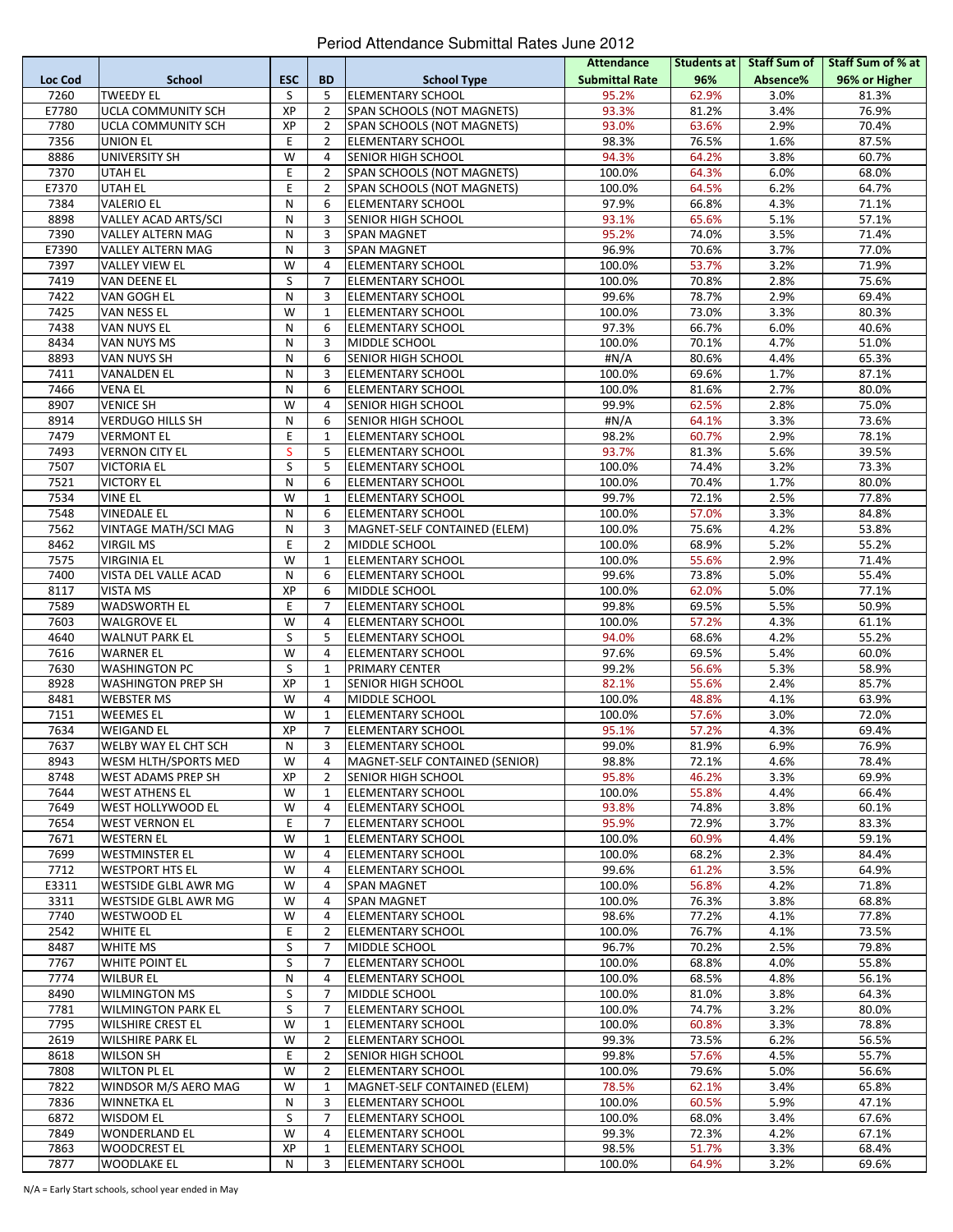# Period Attendance Submittal Rates June 2012

| Loc Cod | School | ESC | BD | School Type | Attendance Submittal Rate | Students at 96% | Staff Sum of Absence% | Staff Sum of % at 96% or Higher |
|---|---|---|---|---|---|---|---|---|
| 7260 | TWEEDY EL | S | 5 | ELEMENTARY SCHOOL | 95.2% | 62.9% | 3.0% | 81.3% |
| E7780 | UCLA COMMUNITY SCH | XP | 2 | SPAN SCHOOLS (NOT MAGNETS) | 93.3% | 81.2% | 3.4% | 76.9% |
| 7780 | UCLA COMMUNITY SCH | XP | 2 | SPAN SCHOOLS (NOT MAGNETS) | 93.0% | 63.6% | 2.9% | 70.4% |
| 7356 | UNION EL | E | 2 | ELEMENTARY SCHOOL | 98.3% | 76.5% | 1.6% | 87.5% |
| 8886 | UNIVERSITY SH | W | 4 | SENIOR HIGH SCHOOL | 94.3% | 64.2% | 3.8% | 60.7% |
| 7370 | UTAH EL | E | 2 | SPAN SCHOOLS (NOT MAGNETS) | 100.0% | 64.3% | 6.0% | 68.0% |
| E7370 | UTAH EL | E | 2 | SPAN SCHOOLS (NOT MAGNETS) | 100.0% | 64.5% | 6.2% | 64.7% |
| 7384 | VALERIO EL | N | 6 | ELEMENTARY SCHOOL | 97.9% | 66.8% | 4.3% | 71.1% |
| 8898 | VALLEY ACAD ARTS/SCI | N | 3 | SENIOR HIGH SCHOOL | 93.1% | 65.6% | 5.1% | 57.1% |
| 7390 | VALLEY ALTERN MAG | N | 3 | SPAN MAGNET | 95.2% | 74.0% | 3.5% | 71.4% |
| E7390 | VALLEY ALTERN MAG | N | 3 | SPAN MAGNET | 96.9% | 70.6% | 3.7% | 77.0% |
| 7397 | VALLEY VIEW EL | W | 4 | ELEMENTARY SCHOOL | 100.0% | 53.7% | 3.2% | 71.9% |
| 7419 | VAN DEENE EL | S | 7 | ELEMENTARY SCHOOL | 100.0% | 70.8% | 2.8% | 75.6% |
| 7422 | VAN GOGH EL | N | 3 | ELEMENTARY SCHOOL | 99.6% | 78.7% | 2.9% | 69.4% |
| 7425 | VAN NESS EL | W | 1 | ELEMENTARY SCHOOL | 100.0% | 73.0% | 3.3% | 80.3% |
| 7438 | VAN NUYS EL | N | 6 | ELEMENTARY SCHOOL | 97.3% | 66.7% | 6.0% | 40.6% |
| 8434 | VAN NUYS MS | N | 3 | MIDDLE SCHOOL | 100.0% | 70.1% | 4.7% | 51.0% |
| 8893 | VAN NUYS SH | N | 6 | SENIOR HIGH SCHOOL | #N/A | 80.6% | 4.4% | 65.3% |
| 7411 | VANALDEN EL | N | 3 | ELEMENTARY SCHOOL | 100.0% | 69.6% | 1.7% | 87.1% |
| 7466 | VENA EL | N | 6 | ELEMENTARY SCHOOL | 100.0% | 81.6% | 2.7% | 80.0% |
| 8907 | VENICE SH | W | 4 | SENIOR HIGH SCHOOL | 99.9% | 62.5% | 2.8% | 75.0% |
| 8914 | VERDUGO HILLS SH | N | 6 | SENIOR HIGH SCHOOL | #N/A | 64.1% | 3.3% | 73.6% |
| 7479 | VERMONT EL | E | 1 | ELEMENTARY SCHOOL | 98.2% | 60.7% | 2.9% | 78.1% |
| 7493 | VERNON CITY EL | S | 5 | ELEMENTARY SCHOOL | 93.7% | 81.3% | 5.6% | 39.5% |
| 7507 | VICTORIA EL | S | 5 | ELEMENTARY SCHOOL | 100.0% | 74.4% | 3.2% | 73.3% |
| 7521 | VICTORY EL | N | 6 | ELEMENTARY SCHOOL | 100.0% | 70.4% | 1.7% | 80.0% |
| 7534 | VINE EL | W | 1 | ELEMENTARY SCHOOL | 99.7% | 72.1% | 2.5% | 77.8% |
| 7548 | VINEDALE EL | N | 6 | ELEMENTARY SCHOOL | 100.0% | 57.0% | 3.3% | 84.8% |
| 7562 | VINTAGE MATH/SCI MAG | N | 3 | MAGNET-SELF CONTAINED (ELEM) | 100.0% | 75.6% | 4.2% | 53.8% |
| 8462 | VIRGIL MS | E | 2 | MIDDLE SCHOOL | 100.0% | 68.9% | 5.2% | 55.2% |
| 7575 | VIRGINIA EL | W | 1 | ELEMENTARY SCHOOL | 100.0% | 55.6% | 2.9% | 71.4% |
| 7400 | VISTA DEL VALLE ACAD | N | 6 | ELEMENTARY SCHOOL | 99.6% | 73.8% | 5.0% | 55.4% |
| 8117 | VISTA MS | XP | 6 | MIDDLE SCHOOL | 100.0% | 62.0% | 5.0% | 77.1% |
| 7589 | WADSWORTH EL | E | 7 | ELEMENTARY SCHOOL | 99.8% | 69.5% | 5.5% | 50.9% |
| 7603 | WALGROVE EL | W | 4 | ELEMENTARY SCHOOL | 100.0% | 57.2% | 4.3% | 61.1% |
| 4640 | WALNUT PARK EL | S | 5 | ELEMENTARY SCHOOL | 94.0% | 68.6% | 4.2% | 55.2% |
| 7616 | WARNER EL | W | 4 | ELEMENTARY SCHOOL | 97.6% | 69.5% | 5.4% | 60.0% |
| 7630 | WASHINGTON PC | S | 1 | PRIMARY CENTER | 99.2% | 56.6% | 5.3% | 58.9% |
| 8928 | WASHINGTON PREP SH | XP | 1 | SENIOR HIGH SCHOOL | 82.1% | 55.6% | 2.4% | 85.7% |
| 8481 | WEBSTER MS | W | 4 | MIDDLE SCHOOL | 100.0% | 48.8% | 4.1% | 63.9% |
| 7151 | WEEMES EL | W | 1 | ELEMENTARY SCHOOL | 100.0% | 57.6% | 3.0% | 72.0% |
| 7634 | WEIGAND EL | XP | 7 | ELEMENTARY SCHOOL | 95.1% | 57.2% | 4.3% | 69.4% |
| 7637 | WELBY WAY EL CHT SCH | N | 3 | ELEMENTARY SCHOOL | 99.0% | 81.9% | 6.9% | 76.9% |
| 8943 | WESM HLTH/SPORTS MED | W | 4 | MAGNET-SELF CONTAINED (SENIOR) | 98.8% | 72.1% | 4.6% | 78.4% |
| 8748 | WEST ADAMS PREP SH | XP | 2 | SENIOR HIGH SCHOOL | 95.8% | 46.2% | 3.3% | 69.9% |
| 7644 | WEST ATHENS EL | W | 1 | ELEMENTARY SCHOOL | 100.0% | 55.8% | 4.4% | 66.4% |
| 7649 | WEST HOLLYWOOD EL | W | 4 | ELEMENTARY SCHOOL | 93.8% | 74.8% | 3.8% | 60.1% |
| 7654 | WEST VERNON EL | E | 7 | ELEMENTARY SCHOOL | 95.9% | 72.9% | 3.7% | 83.3% |
| 7671 | WESTERN EL | W | 1 | ELEMENTARY SCHOOL | 100.0% | 60.9% | 4.4% | 59.1% |
| 7699 | WESTMINSTER EL | W | 4 | ELEMENTARY SCHOOL | 100.0% | 68.2% | 2.3% | 84.4% |
| 7712 | WESTPORT HTS EL | W | 4 | ELEMENTARY SCHOOL | 99.6% | 61.2% | 3.5% | 64.9% |
| E3311 | WESTSIDE GLBL AWR MG | W | 4 | SPAN MAGNET | 100.0% | 56.8% | 4.2% | 71.8% |
| 3311 | WESTSIDE GLBL AWR MG | W | 4 | SPAN MAGNET | 100.0% | 76.3% | 3.8% | 68.8% |
| 7740 | WESTWOOD EL | W | 4 | ELEMENTARY SCHOOL | 98.6% | 77.2% | 4.1% | 77.8% |
| 2542 | WHITE EL | E | 2 | ELEMENTARY SCHOOL | 100.0% | 76.7% | 4.1% | 73.5% |
| 8487 | WHITE MS | S | 7 | MIDDLE SCHOOL | 96.7% | 70.2% | 2.5% | 79.8% |
| 7767 | WHITE POINT EL | S | 7 | ELEMENTARY SCHOOL | 100.0% | 68.8% | 4.0% | 55.8% |
| 7774 | WILBUR EL | N | 4 | ELEMENTARY SCHOOL | 100.0% | 68.5% | 4.8% | 56.1% |
| 8490 | WILMINGTON MS | S | 7 | MIDDLE SCHOOL | 100.0% | 81.0% | 3.8% | 64.3% |
| 7781 | WILMINGTON PARK EL | S | 7 | ELEMENTARY SCHOOL | 100.0% | 74.7% | 3.2% | 80.0% |
| 7795 | WILSHIRE CREST EL | W | 1 | ELEMENTARY SCHOOL | 100.0% | 60.8% | 3.3% | 78.8% |
| 2619 | WILSHIRE PARK EL | W | 2 | ELEMENTARY SCHOOL | 99.3% | 73.5% | 6.2% | 56.5% |
| 8618 | WILSON SH | E | 2 | SENIOR HIGH SCHOOL | 99.8% | 57.6% | 4.5% | 55.7% |
| 7808 | WILTON PL EL | W | 2 | ELEMENTARY SCHOOL | 100.0% | 79.6% | 5.0% | 56.6% |
| 7822 | WINDSOR M/S AERO MAG | W | 1 | MAGNET-SELF CONTAINED (ELEM) | 78.5% | 62.1% | 3.4% | 65.8% |
| 7836 | WINNETKA EL | N | 3 | ELEMENTARY SCHOOL | 100.0% | 60.5% | 5.9% | 47.1% |
| 6872 | WISDOM EL | S | 7 | ELEMENTARY SCHOOL | 100.0% | 68.0% | 3.4% | 67.6% |
| 7849 | WONDERLAND EL | W | 4 | ELEMENTARY SCHOOL | 99.3% | 72.3% | 4.2% | 67.1% |
| 7863 | WOODCREST EL | XP | 1 | ELEMENTARY SCHOOL | 98.5% | 51.7% | 3.3% | 68.4% |
| 7877 | WOODLAKE EL | N | 3 | ELEMENTARY SCHOOL | 100.0% | 64.9% | 3.2% | 69.6% |

N/A = Early Start schools, school year ended in May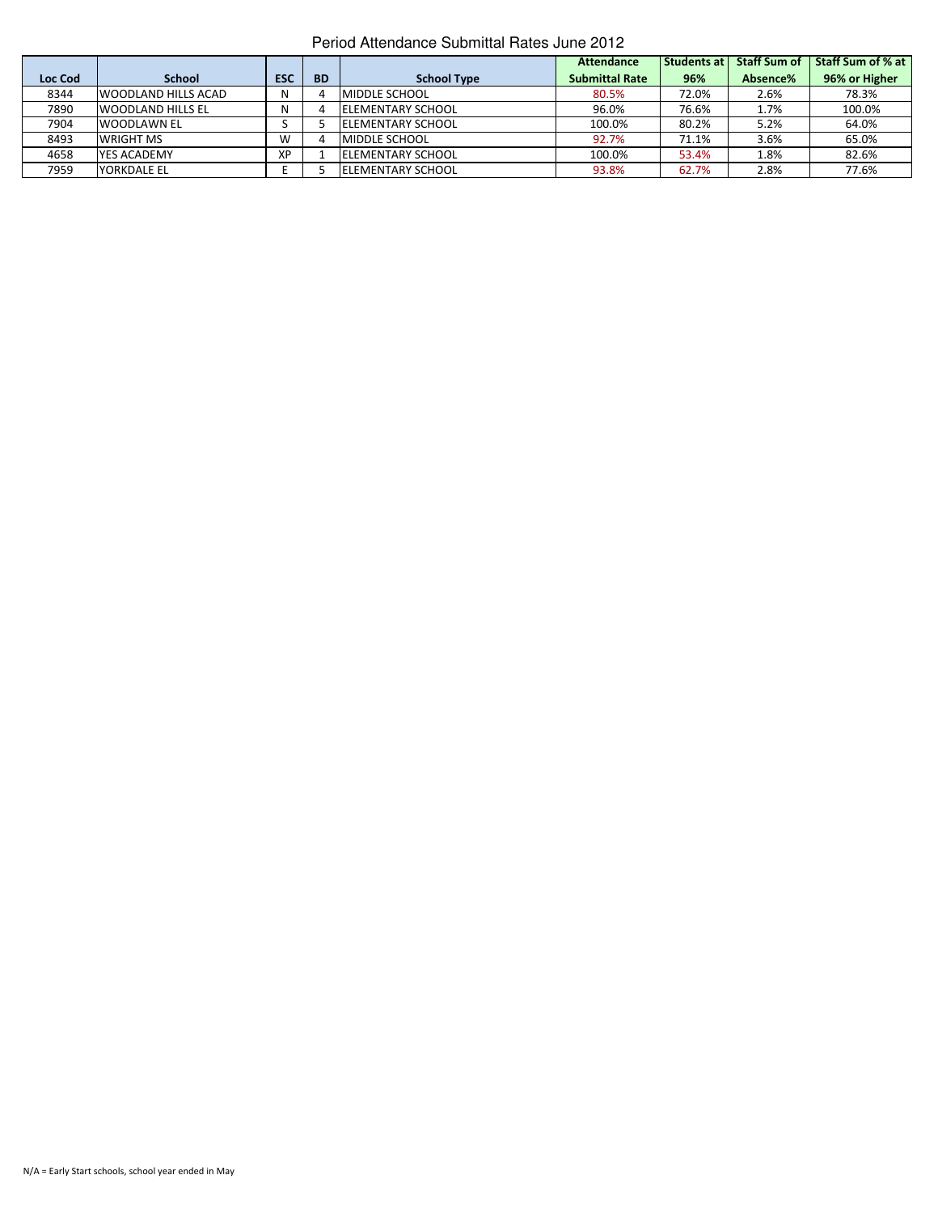Period Attendance Submittal Rates June 2012

| Loc Cod | School | ESC | BD | School Type | Attendance Submittal Rate | Students at 96% | Staff Sum of Absence% | Staff Sum of % at 96% or Higher |
|---|---|---|---|---|---|---|---|---|
| 8344 | WOODLAND HILLS ACAD | N | 4 | MIDDLE SCHOOL | 80.5% | 72.0% | 2.6% | 78.3% |
| 7890 | WOODLAND HILLS EL | N | 4 | ELEMENTARY SCHOOL | 96.0% | 76.6% | 1.7% | 100.0% |
| 7904 | WOODLAWN EL | S | 5 | ELEMENTARY SCHOOL | 100.0% | 80.2% | 5.2% | 64.0% |
| 8493 | WRIGHT MS | W | 4 | MIDDLE SCHOOL | 92.7% | 71.1% | 3.6% | 65.0% |
| 4658 | YES ACADEMY | XP | 1 | ELEMENTARY SCHOOL | 100.0% | 53.4% | 1.8% | 82.6% |
| 7959 | YORKDALE EL | E | 5 | ELEMENTARY SCHOOL | 93.8% | 62.7% | 2.8% | 77.6% |

N/A = Early Start schools, school year ended in May